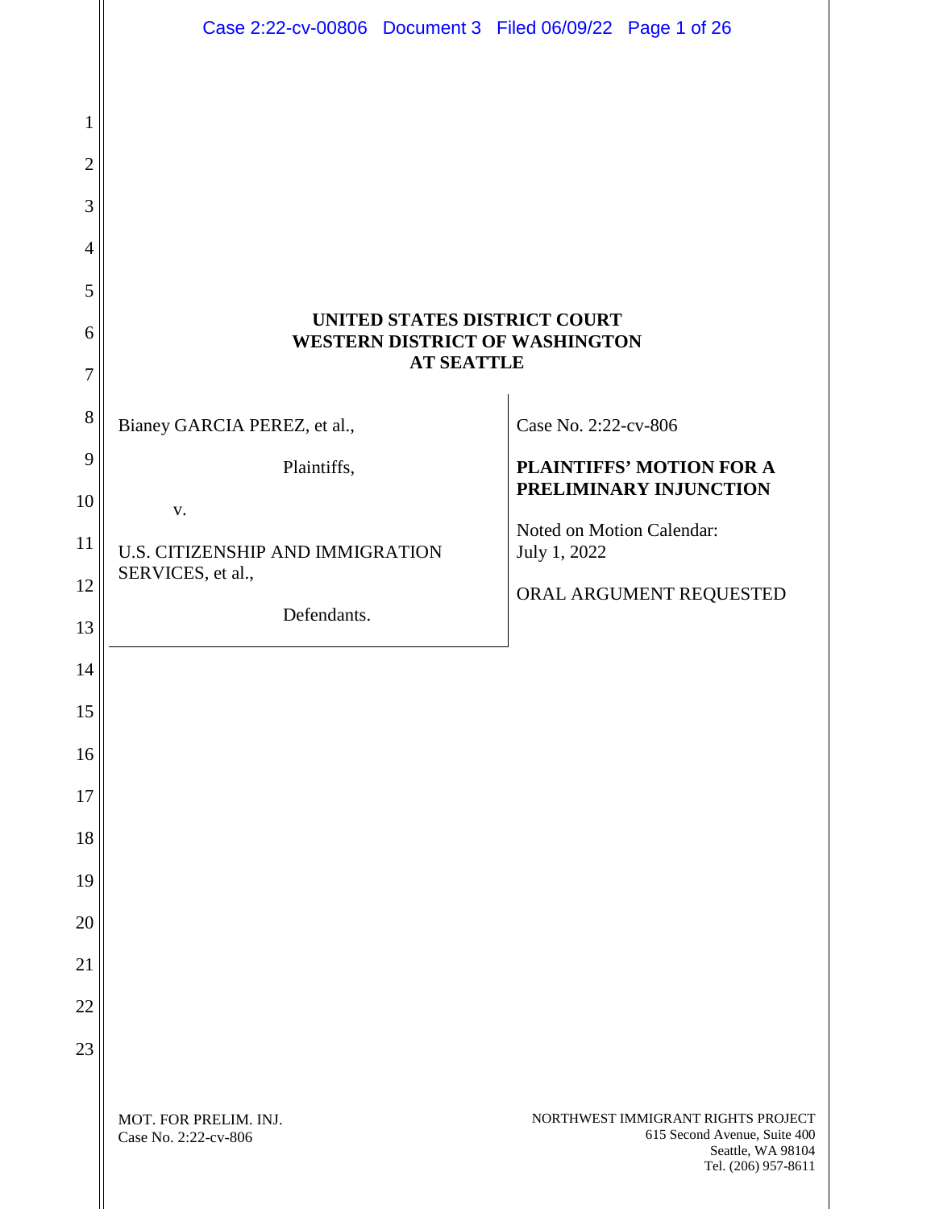**UNITED STATES DISTRICT COURT**
**WESTERN DISTRICT OF WASHINGTON**
**AT SEATTLE**

| | |
|---|---|
| Bianey GARCIA PEREZ, et al.,<br><br>Plaintiffs,<br><br>v.<br><br>U.S. CITIZENSHIP AND IMMIGRATION SERVICES, et al.,<br><br>Defendants. | Case No. 2:22-cv-806<br><br>**PLAINTIFFS' MOTION FOR A PRELIMINARY INJUNCTION**<br><br>Noted on Motion Calendar:<br>July 1, 2022<br><br>ORAL ARGUMENT REQUESTED |

MOT. FOR PRELIM. INJ.
Case No. 2:22-cv-806

NORTHWEST IMMIGRANT RIGHTS PROJECT
615 Second Avenue, Suite 400
Seattle, WA 98104
Tel. (206) 957-8611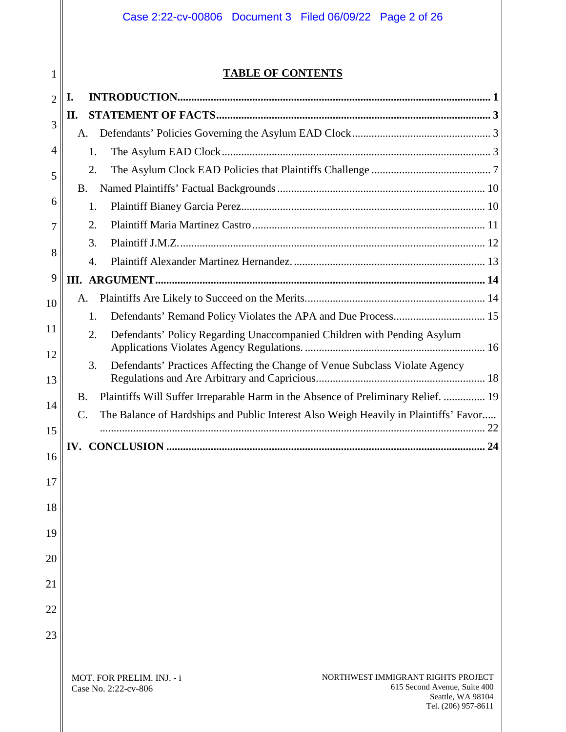# TABLE OF CONTENTS

**I. INTRODUCTION** .......... **1**

**II. STATEMENT OF FACTS** .......... **3**

- A. Defendants' Policies Governing the Asylum EAD Clock .......... 3
  - 1. The Asylum EAD Clock .......... 3
  - 2. The Asylum Clock EAD Policies that Plaintiffs Challenge .......... 7
- B. Named Plaintiffs' Factual Backgrounds .......... 10
  - 1. Plaintiff Bianey Garcia Perez .......... 10
  - 2. Plaintiff Maria Martinez Castro .......... 11
  - 3. Plaintiff J.M.Z. .......... 12
  - 4. Plaintiff Alexander Martinez Hernandez. .......... 13

**III. ARGUMENT** .......... **14**

- A. Plaintiffs Are Likely to Succeed on the Merits. .......... 14
  - 1. Defendants' Remand Policy Violates the APA and Due Process. .......... 15
  - 2. Defendants' Policy Regarding Unaccompanied Children with Pending Asylum Applications Violates Agency Regulations. .......... 16
  - 3. Defendants' Practices Affecting the Change of Venue Subclass Violate Agency Regulations and Are Arbitrary and Capricious. .......... 18
- B. Plaintiffs Will Suffer Irreparable Harm in the Absence of Preliminary Relief. .......... 19
- C. The Balance of Hardships and Public Interest Also Weigh Heavily in Plaintiffs' Favor. .......... 22

**IV. CONCLUSION** .......... **24**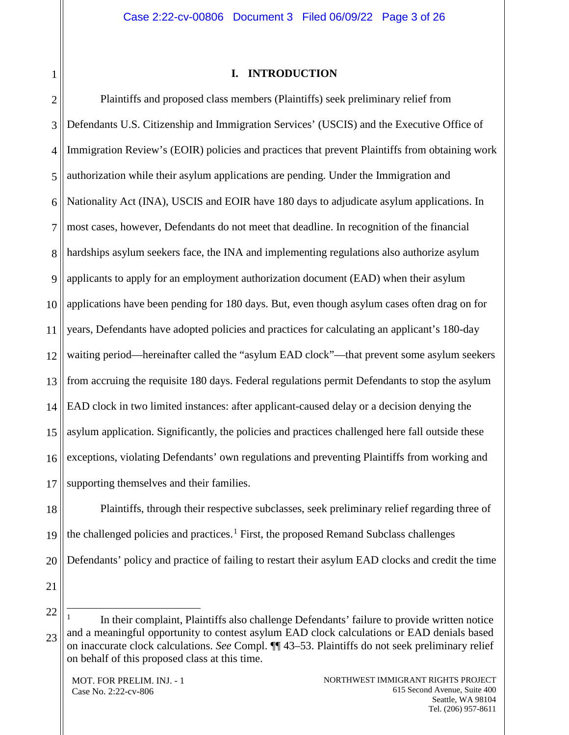## I. INTRODUCTION

Plaintiffs and proposed class members (Plaintiffs) seek preliminary relief from Defendants U.S. Citizenship and Immigration Services' (USCIS) and the Executive Office of Immigration Review's (EOIR) policies and practices that prevent Plaintiffs from obtaining work authorization while their asylum applications are pending. Under the Immigration and Nationality Act (INA), USCIS and EOIR have 180 days to adjudicate asylum applications. In most cases, however, Defendants do not meet that deadline. In recognition of the financial hardships asylum seekers face, the INA and implementing regulations also authorize asylum applicants to apply for an employment authorization document (EAD) when their asylum applications have been pending for 180 days. But, even though asylum cases often drag on for years, Defendants have adopted policies and practices for calculating an applicant's 180-day waiting period—hereinafter called the "asylum EAD clock"—that prevent some asylum seekers from accruing the requisite 180 days. Federal regulations permit Defendants to stop the asylum EAD clock in two limited instances: after applicant-caused delay or a decision denying the asylum application. Significantly, the policies and practices challenged here fall outside these exceptions, violating Defendants' own regulations and preventing Plaintiffs from working and supporting themselves and their families.

Plaintiffs, through their respective subclasses, seek preliminary relief regarding three of the challenged policies and practices.[1] First, the proposed Remand Subclass challenges Defendants' policy and practice of failing to restart their asylum EAD clocks and credit the time

[1] In their complaint, Plaintiffs also challenge Defendants' failure to provide written notice and a meaningful opportunity to contest asylum EAD clock calculations or EAD denials based on inaccurate clock calculations. *See* Compl. ¶¶ 43–53. Plaintiffs do not seek preliminary relief on behalf of this proposed class at this time.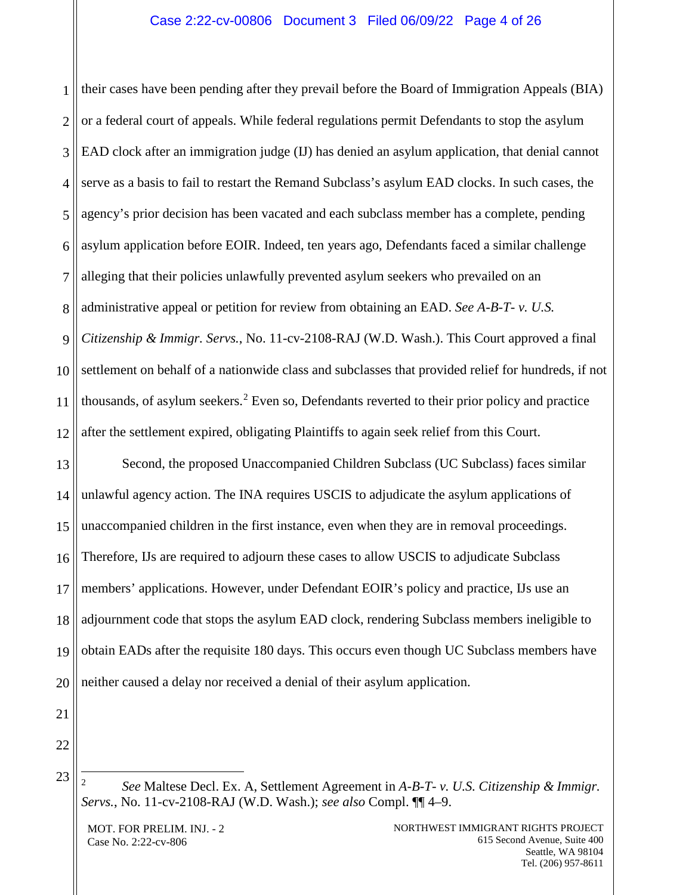their cases have been pending after they prevail before the Board of Immigration Appeals (BIA) or a federal court of appeals. While federal regulations permit Defendants to stop the asylum EAD clock after an immigration judge (IJ) has denied an asylum application, that denial cannot serve as a basis to fail to restart the Remand Subclass's asylum EAD clocks. In such cases, the agency's prior decision has been vacated and each subclass member has a complete, pending asylum application before EOIR. Indeed, ten years ago, Defendants faced a similar challenge alleging that their policies unlawfully prevented asylum seekers who prevailed on an administrative appeal or petition for review from obtaining an EAD. *See A-B-T- v. U.S. Citizenship & Immigr. Servs.*, No. 11-cv-2108-RAJ (W.D. Wash.). This Court approved a final settlement on behalf of a nationwide class and subclasses that provided relief for hundreds, if not thousands, of asylum seekers.[2] Even so, Defendants reverted to their prior policy and practice after the settlement expired, obligating Plaintiffs to again seek relief from this Court.

Second, the proposed Unaccompanied Children Subclass (UC Subclass) faces similar unlawful agency action. The INA requires USCIS to adjudicate the asylum applications of unaccompanied children in the first instance, even when they are in removal proceedings. Therefore, IJs are required to adjourn these cases to allow USCIS to adjudicate Subclass members' applications. However, under Defendant EOIR's policy and practice, IJs use an adjournment code that stops the asylum EAD clock, rendering Subclass members ineligible to obtain EADs after the requisite 180 days. This occurs even though UC Subclass members have neither caused a delay nor received a denial of their asylum application.

---

[2] *See* Maltese Decl. Ex. A, Settlement Agreement in *A-B-T- v. U.S. Citizenship & Immigr. Servs.*, No. 11-cv-2108-RAJ (W.D. Wash.); *see also* Compl. ¶¶ 4–9.

MOT. FOR PRELIM. INJ. - 2
Case No. 2:22-cv-806

NORTHWEST IMMIGRANT RIGHTS PROJECT
615 Second Avenue, Suite 400
Seattle, WA 98104
Tel. (206) 957-8611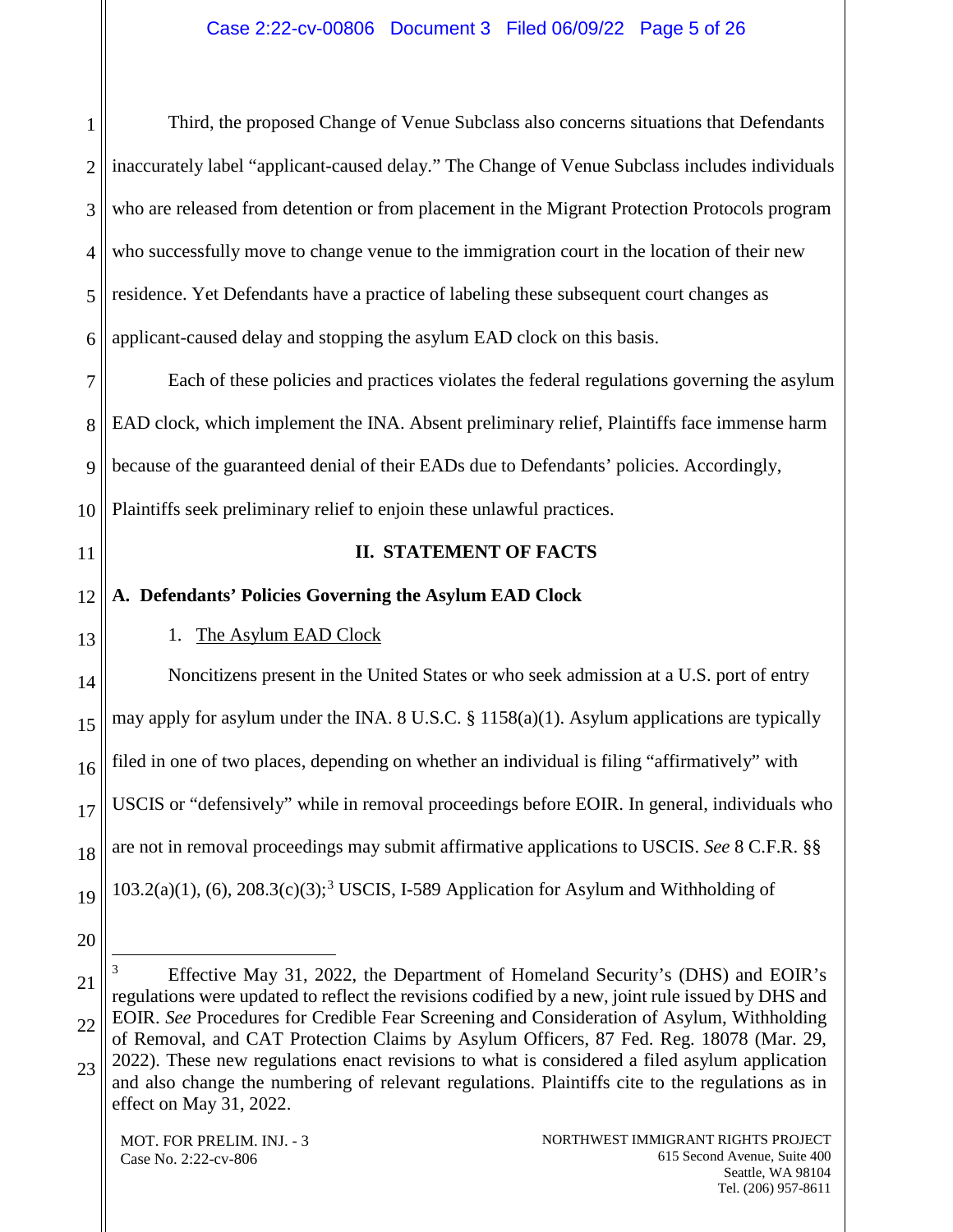Third, the proposed Change of Venue Subclass also concerns situations that Defendants inaccurately label "applicant-caused delay." The Change of Venue Subclass includes individuals who are released from detention or from placement in the Migrant Protection Protocols program who successfully move to change venue to the immigration court in the location of their new residence. Yet Defendants have a practice of labeling these subsequent court changes as applicant-caused delay and stopping the asylum EAD clock on this basis.

Each of these policies and practices violates the federal regulations governing the asylum EAD clock, which implement the INA. Absent preliminary relief, Plaintiffs face immense harm because of the guaranteed denial of their EADs due to Defendants' policies. Accordingly, Plaintiffs seek preliminary relief to enjoin these unlawful practices.

## II. STATEMENT OF FACTS

### A. Defendants' Policies Governing the Asylum EAD Clock

#### 1. The Asylum EAD Clock

Noncitizens present in the United States or who seek admission at a U.S. port of entry may apply for asylum under the INA. 8 U.S.C. § 1158(a)(1). Asylum applications are typically filed in one of two places, depending on whether an individual is filing "affirmatively" with USCIS or "defensively" while in removal proceedings before EOIR. In general, individuals who are not in removal proceedings may submit affirmative applications to USCIS. *See* 8 C.F.R. §§ 103.2(a)(1), (6), 208.3(c)(3);[3] USCIS, I-589 Application for Asylum and Withholding of

---

[3] Effective May 31, 2022, the Department of Homeland Security's (DHS) and EOIR's regulations were updated to reflect the revisions codified by a new, joint rule issued by DHS and EOIR. *See* Procedures for Credible Fear Screening and Consideration of Asylum, Withholding of Removal, and CAT Protection Claims by Asylum Officers, 87 Fed. Reg. 18078 (Mar. 29, 2022). These new regulations enact revisions to what is considered a filed asylum application and also change the numbering of relevant regulations. Plaintiffs cite to the regulations as in effect on May 31, 2022.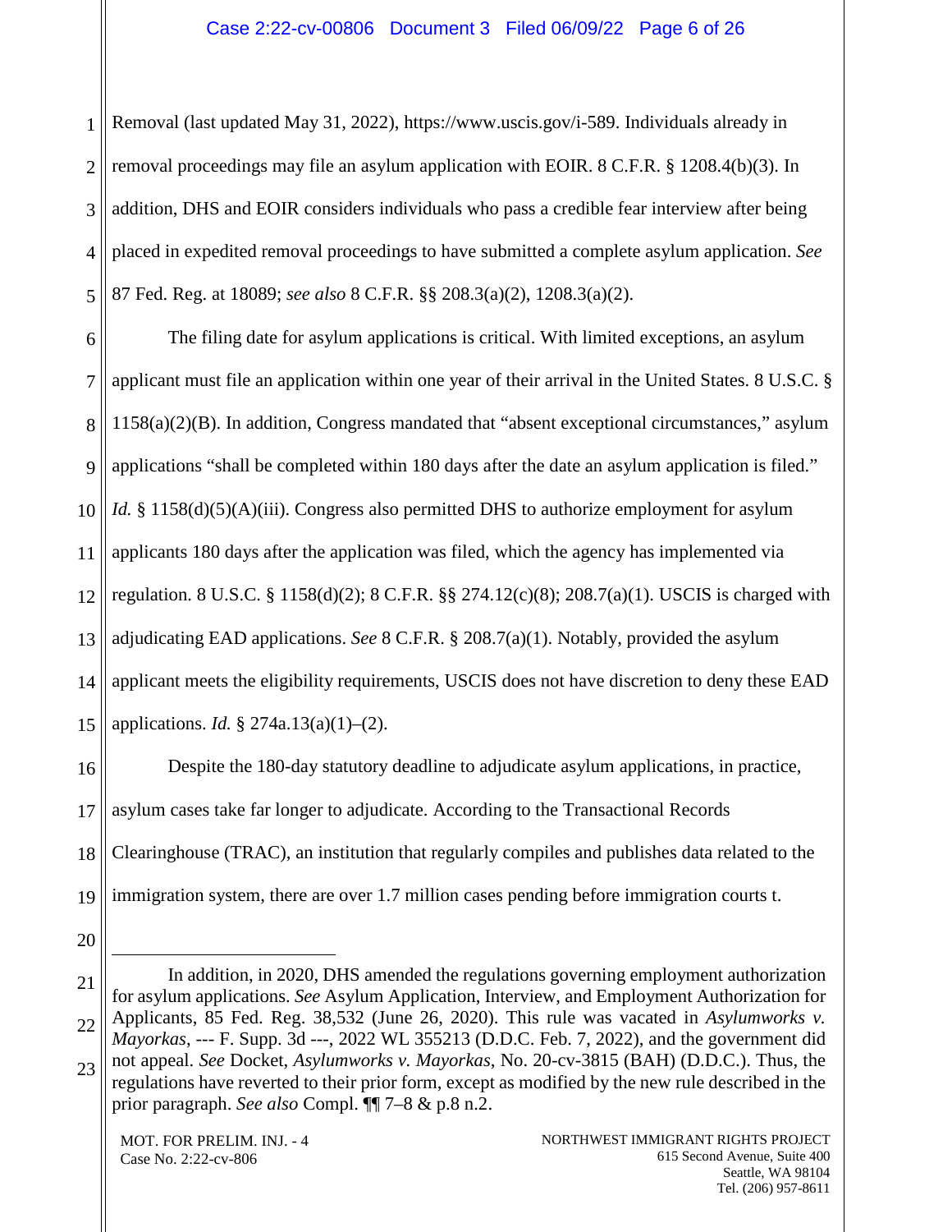Removal (last updated May 31, 2022), https://www.uscis.gov/i-589. Individuals already in removal proceedings may file an asylum application with EOIR. 8 C.F.R. § 1208.4(b)(3). In addition, DHS and EOIR considers individuals who pass a credible fear interview after being placed in expedited removal proceedings to have submitted a complete asylum application. *See* 87 Fed. Reg. at 18089; *see also* 8 C.F.R. §§ 208.3(a)(2), 1208.3(a)(2).

The filing date for asylum applications is critical. With limited exceptions, an asylum applicant must file an application within one year of their arrival in the United States. 8 U.S.C. § 1158(a)(2)(B). In addition, Congress mandated that "absent exceptional circumstances," asylum applications "shall be completed within 180 days after the date an asylum application is filed." *Id.* § 1158(d)(5)(A)(iii). Congress also permitted DHS to authorize employment for asylum applicants 180 days after the application was filed, which the agency has implemented via regulation. 8 U.S.C. § 1158(d)(2); 8 C.F.R. §§ 274.12(c)(8); 208.7(a)(1). USCIS is charged with adjudicating EAD applications. *See* 8 C.F.R. § 208.7(a)(1). Notably, provided the asylum applicant meets the eligibility requirements, USCIS does not have discretion to deny these EAD applications. *Id.* § 274a.13(a)(1)–(2).

Despite the 180-day statutory deadline to adjudicate asylum applications, in practice, asylum cases take far longer to adjudicate. According to the Transactional Records Clearinghouse (TRAC), an institution that regularly compiles and publishes data related to the immigration system, there are over 1.7 million cases pending before immigration courts t.

---

In addition, in 2020, DHS amended the regulations governing employment authorization for asylum applications. *See* Asylum Application, Interview, and Employment Authorization for Applicants, 85 Fed. Reg. 38,532 (June 26, 2020). This rule was vacated in *Asylumworks v. Mayorkas*, --- F. Supp. 3d ---, 2022 WL 355213 (D.D.C. Feb. 7, 2022), and the government did not appeal. *See* Docket, *Asylumworks v. Mayorkas*, No. 20-cv-3815 (BAH) (D.D.C.). Thus, the regulations have reverted to their prior form, except as modified by the new rule described in the prior paragraph. *See also* Compl. ¶¶ 7–8 & p.8 n.2.

MOT. FOR PRELIM. INJ. - 4
Case No. 2:22-cv-806

NORTHWEST IMMIGRANT RIGHTS PROJECT
615 Second Avenue, Suite 400
Seattle, WA 98104
Tel. (206) 957-8611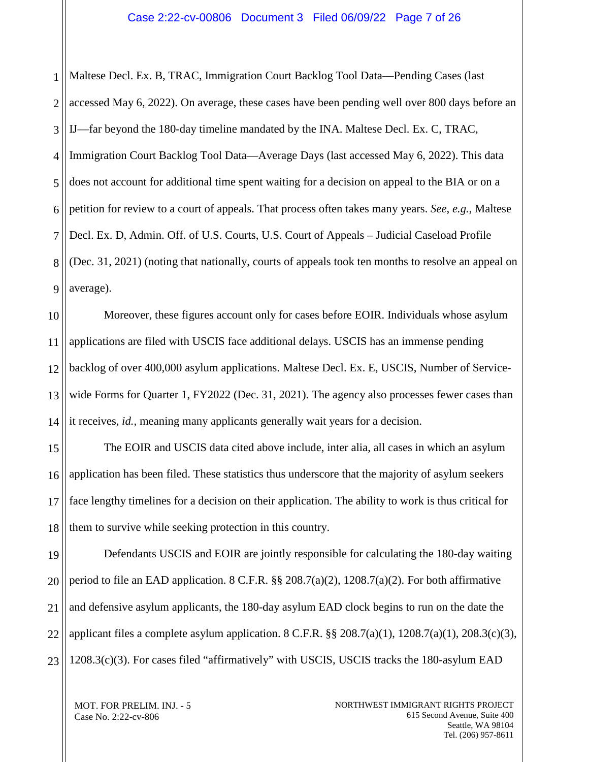Maltese Decl. Ex. B, TRAC, Immigration Court Backlog Tool Data—Pending Cases (last accessed May 6, 2022). On average, these cases have been pending well over 800 days before an IJ—far beyond the 180-day timeline mandated by the INA. Maltese Decl. Ex. C, TRAC, Immigration Court Backlog Tool Data—Average Days (last accessed May 6, 2022). This data does not account for additional time spent waiting for a decision on appeal to the BIA or on a petition for review to a court of appeals. That process often takes many years. *See, e.g.*, Maltese Decl. Ex. D, Admin. Off. of U.S. Courts, U.S. Court of Appeals – Judicial Caseload Profile (Dec. 31, 2021) (noting that nationally, courts of appeals took ten months to resolve an appeal on average).

Moreover, these figures account only for cases before EOIR. Individuals whose asylum applications are filed with USCIS face additional delays. USCIS has an immense pending backlog of over 400,000 asylum applications. Maltese Decl. Ex. E, USCIS, Number of Service-wide Forms for Quarter 1, FY2022 (Dec. 31, 2021). The agency also processes fewer cases than it receives, *id.*, meaning many applicants generally wait years for a decision.

The EOIR and USCIS data cited above include, inter alia, all cases in which an asylum application has been filed. These statistics thus underscore that the majority of asylum seekers face lengthy timelines for a decision on their application. The ability to work is thus critical for them to survive while seeking protection in this country.

Defendants USCIS and EOIR are jointly responsible for calculating the 180-day waiting period to file an EAD application. 8 C.F.R. §§ 208.7(a)(2), 1208.7(a)(2). For both affirmative and defensive asylum applicants, the 180-day asylum EAD clock begins to run on the date the applicant files a complete asylum application. 8 C.F.R. §§ 208.7(a)(1), 1208.7(a)(1), 208.3(c)(3), 1208.3(c)(3). For cases filed "affirmatively" with USCIS, USCIS tracks the 180-asylum EAD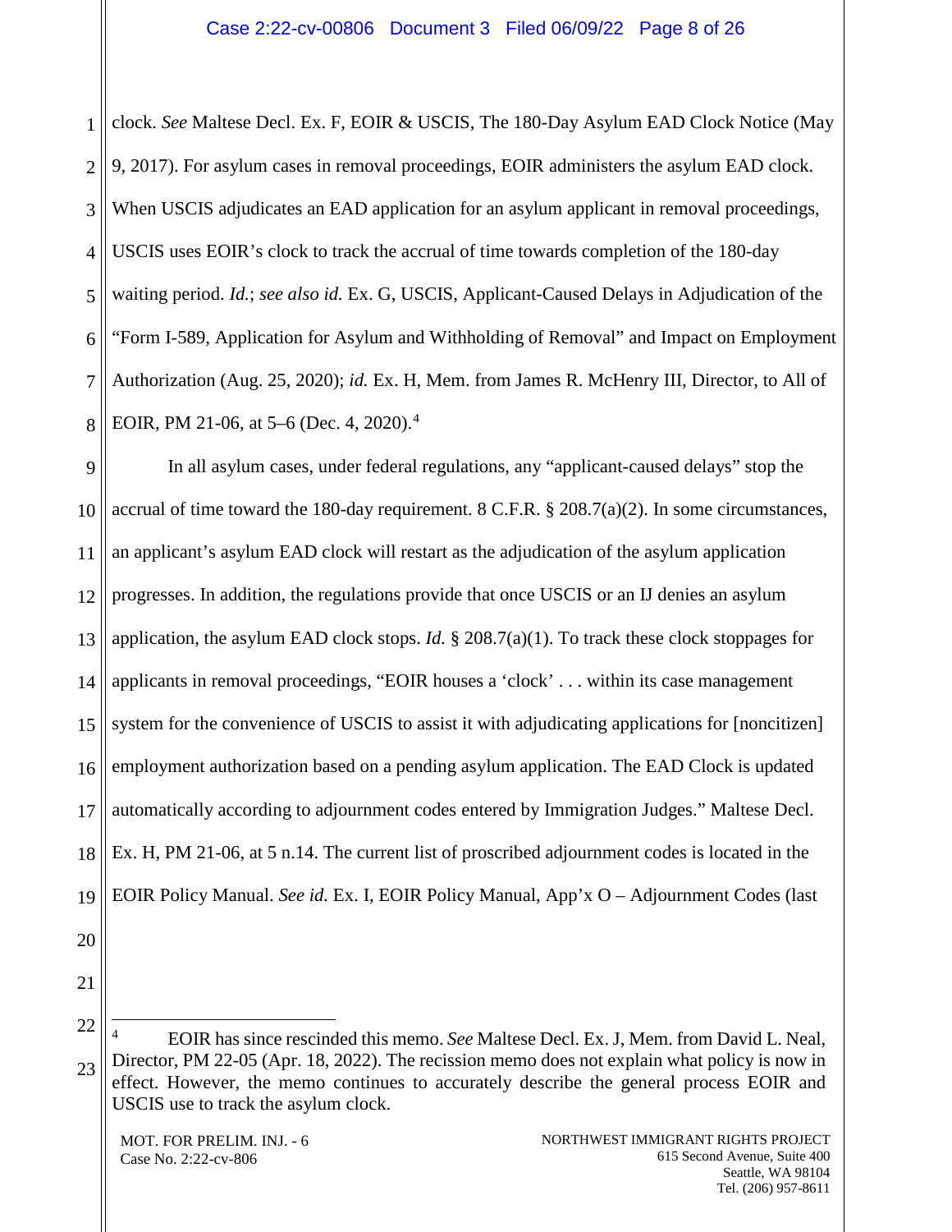clock. *See* Maltese Decl. Ex. F, EOIR & USCIS, The 180-Day Asylum EAD Clock Notice (May 9, 2017). For asylum cases in removal proceedings, EOIR administers the asylum EAD clock. When USCIS adjudicates an EAD application for an asylum applicant in removal proceedings, USCIS uses EOIR's clock to track the accrual of time towards completion of the 180-day waiting period. *Id.*; *see also id.* Ex. G, USCIS, Applicant-Caused Delays in Adjudication of the "Form I-589, Application for Asylum and Withholding of Removal" and Impact on Employment Authorization (Aug. 25, 2020); *id.* Ex. H, Mem. from James R. McHenry III, Director, to All of EOIR, PM 21-06, at 5–6 (Dec. 4, 2020).[4]

In all asylum cases, under federal regulations, any "applicant-caused delays" stop the accrual of time toward the 180-day requirement. 8 C.F.R. § 208.7(a)(2). In some circumstances, an applicant's asylum EAD clock will restart as the adjudication of the asylum application progresses. In addition, the regulations provide that once USCIS or an IJ denies an asylum application, the asylum EAD clock stops. *Id.* § 208.7(a)(1). To track these clock stoppages for applicants in removal proceedings, "EOIR houses a 'clock' . . . within its case management system for the convenience of USCIS to assist it with adjudicating applications for [noncitizen] employment authorization based on a pending asylum application. The EAD Clock is updated automatically according to adjournment codes entered by Immigration Judges." Maltese Decl. Ex. H, PM 21-06, at 5 n.14. The current list of proscribed adjournment codes is located in the EOIR Policy Manual. *See id.* Ex. I, EOIR Policy Manual, App'x O – Adjournment Codes (last

---

[4] EOIR has since rescinded this memo. *See* Maltese Decl. Ex. J, Mem. from David L. Neal, Director, PM 22-05 (Apr. 18, 2022). The recission memo does not explain what policy is now in effect. However, the memo continues to accurately describe the general process EOIR and USCIS use to track the asylum clock.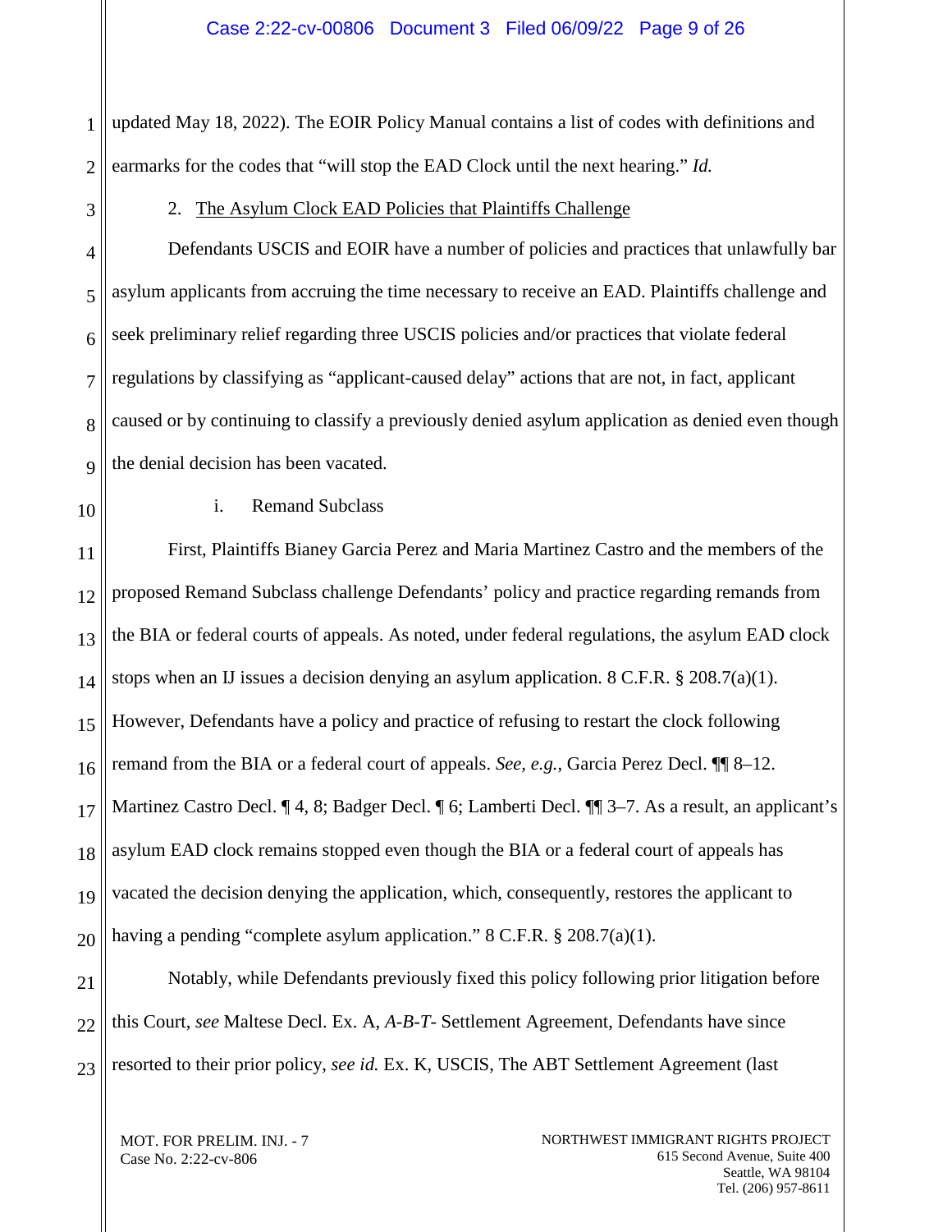updated May 18, 2022). The EOIR Policy Manual contains a list of codes with definitions and earmarks for the codes that "will stop the EAD Clock until the next hearing." *Id.*

2. The Asylum Clock EAD Policies that Plaintiffs Challenge

Defendants USCIS and EOIR have a number of policies and practices that unlawfully bar asylum applicants from accruing the time necessary to receive an EAD. Plaintiffs challenge and seek preliminary relief regarding three USCIS policies and/or practices that violate federal regulations by classifying as "applicant-caused delay" actions that are not, in fact, applicant caused or by continuing to classify a previously denied asylum application as denied even though the denial decision has been vacated.

i. Remand Subclass

First, Plaintiffs Bianey Garcia Perez and Maria Martinez Castro and the members of the proposed Remand Subclass challenge Defendants' policy and practice regarding remands from the BIA or federal courts of appeals. As noted, under federal regulations, the asylum EAD clock stops when an IJ issues a decision denying an asylum application. 8 C.F.R. § 208.7(a)(1). However, Defendants have a policy and practice of refusing to restart the clock following remand from the BIA or a federal court of appeals. *See, e.g.*, Garcia Perez Decl. ¶¶ 8–12. Martinez Castro Decl. ¶ 4, 8; Badger Decl. ¶ 6; Lamberti Decl. ¶¶ 3–7. As a result, an applicant's asylum EAD clock remains stopped even though the BIA or a federal court of appeals has vacated the decision denying the application, which, consequently, restores the applicant to having a pending "complete asylum application." 8 C.F.R. § 208.7(a)(1).

Notably, while Defendants previously fixed this policy following prior litigation before this Court, *see* Maltese Decl. Ex. A, *A-B-T-* Settlement Agreement, Defendants have since resorted to their prior policy, *see id.* Ex. K, USCIS, The ABT Settlement Agreement (last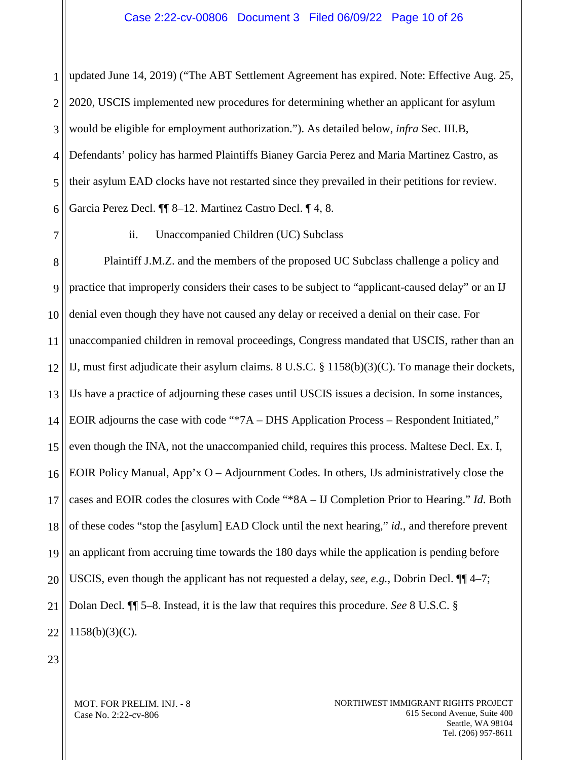updated June 14, 2019) ("The ABT Settlement Agreement has expired. Note: Effective Aug. 25, 2020, USCIS implemented new procedures for determining whether an applicant for asylum would be eligible for employment authorization."). As detailed below, *infra* Sec. III.B, Defendants' policy has harmed Plaintiffs Bianey Garcia Perez and Maria Martinez Castro, as their asylum EAD clocks have not restarted since they prevailed in their petitions for review. Garcia Perez Decl. ¶¶ 8–12. Martinez Castro Decl. ¶ 4, 8.

ii. Unaccompanied Children (UC) Subclass

Plaintiff J.M.Z. and the members of the proposed UC Subclass challenge a policy and practice that improperly considers their cases to be subject to "applicant-caused delay" or an IJ denial even though they have not caused any delay or received a denial on their case. For unaccompanied children in removal proceedings, Congress mandated that USCIS, rather than an IJ, must first adjudicate their asylum claims. 8 U.S.C. § 1158(b)(3)(C). To manage their dockets, IJs have a practice of adjourning these cases until USCIS issues a decision. In some instances, EOIR adjourns the case with code "*7A – DHS Application Process – Respondent Initiated," even though the INA, not the unaccompanied child, requires this process. Maltese Decl. Ex. I, EOIR Policy Manual, App'x O – Adjournment Codes. In others, IJs administratively close the cases and EOIR codes the closures with Code "*8A – IJ Completion Prior to Hearing." *Id.* Both of these codes "stop the [asylum] EAD Clock until the next hearing," *id.*, and therefore prevent an applicant from accruing time towards the 180 days while the application is pending before USCIS, even though the applicant has not requested a delay, *see, e.g.*, Dobrin Decl. ¶¶ 4–7; Dolan Decl. ¶¶ 5–8. Instead, it is the law that requires this procedure. *See* 8 U.S.C. § 1158(b)(3)(C).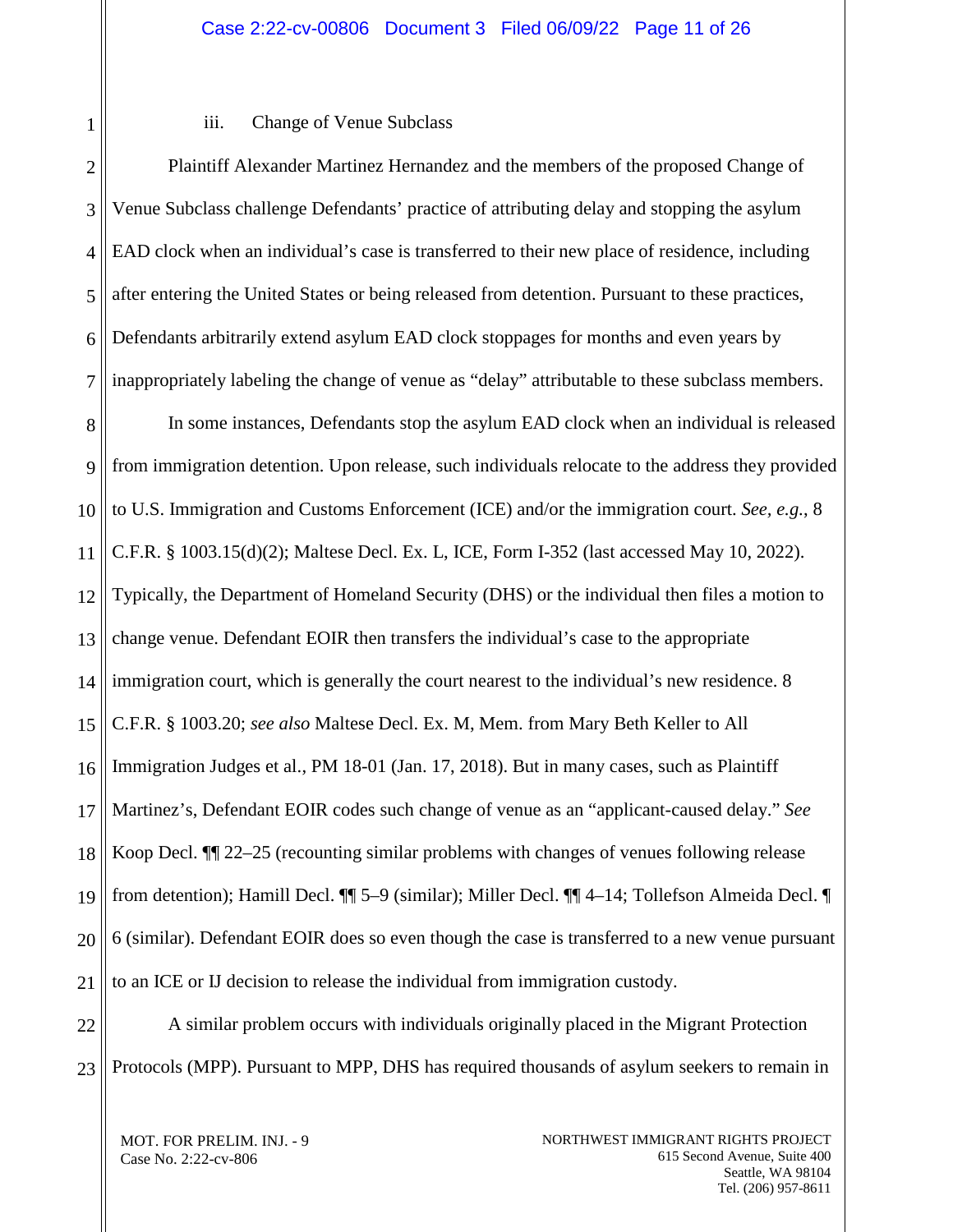iii. Change of Venue Subclass

Plaintiff Alexander Martinez Hernandez and the members of the proposed Change of Venue Subclass challenge Defendants' practice of attributing delay and stopping the asylum EAD clock when an individual's case is transferred to their new place of residence, including after entering the United States or being released from detention. Pursuant to these practices, Defendants arbitrarily extend asylum EAD clock stoppages for months and even years by inappropriately labeling the change of venue as "delay" attributable to these subclass members.

In some instances, Defendants stop the asylum EAD clock when an individual is released from immigration detention. Upon release, such individuals relocate to the address they provided to U.S. Immigration and Customs Enforcement (ICE) and/or the immigration court. *See, e.g.*, 8 C.F.R. § 1003.15(d)(2); Maltese Decl. Ex. L, ICE, Form I-352 (last accessed May 10, 2022). Typically, the Department of Homeland Security (DHS) or the individual then files a motion to change venue. Defendant EOIR then transfers the individual's case to the appropriate immigration court, which is generally the court nearest to the individual's new residence. 8 C.F.R. § 1003.20; *see also* Maltese Decl. Ex. M, Mem. from Mary Beth Keller to All Immigration Judges et al., PM 18-01 (Jan. 17, 2018). But in many cases, such as Plaintiff Martinez's, Defendant EOIR codes such change of venue as an "applicant-caused delay." *See* Koop Decl. ¶¶ 22–25 (recounting similar problems with changes of venues following release from detention); Hamill Decl. ¶¶ 5–9 (similar); Miller Decl. ¶¶ 4–14; Tollefson Almeida Decl. ¶ 6 (similar). Defendant EOIR does so even though the case is transferred to a new venue pursuant to an ICE or IJ decision to release the individual from immigration custody.

A similar problem occurs with individuals originally placed in the Migrant Protection Protocols (MPP). Pursuant to MPP, DHS has required thousands of asylum seekers to remain in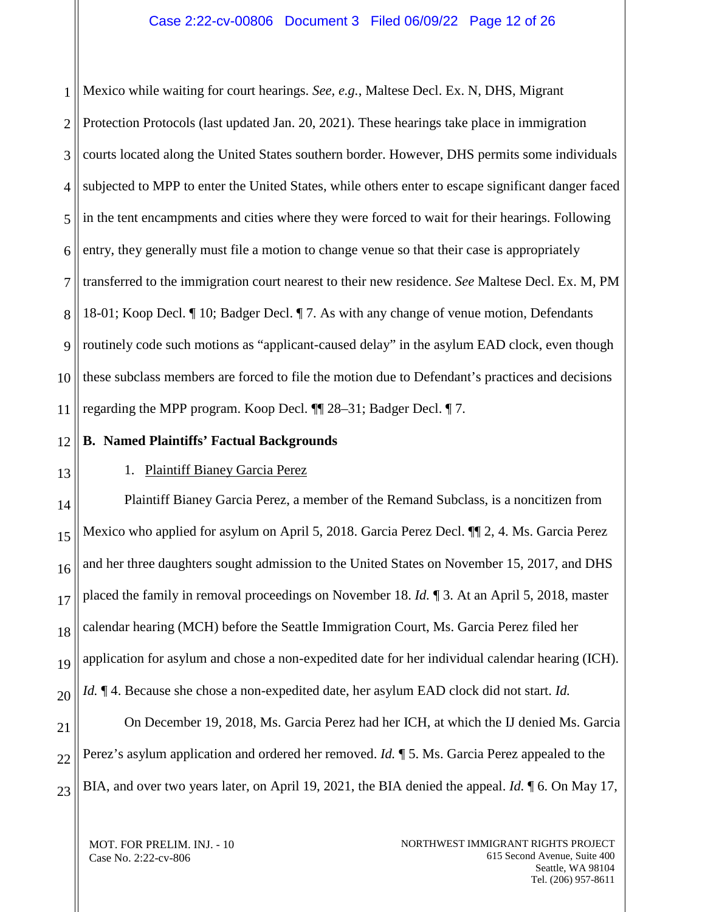Mexico while waiting for court hearings. *See, e.g.*, Maltese Decl. Ex. N, DHS, Migrant Protection Protocols (last updated Jan. 20, 2021). These hearings take place in immigration courts located along the United States southern border. However, DHS permits some individuals subjected to MPP to enter the United States, while others enter to escape significant danger faced in the tent encampments and cities where they were forced to wait for their hearings. Following entry, they generally must file a motion to change venue so that their case is appropriately transferred to the immigration court nearest to their new residence. *See* Maltese Decl. Ex. M, PM 18-01; Koop Decl. ¶ 10; Badger Decl. ¶ 7. As with any change of venue motion, Defendants routinely code such motions as "applicant-caused delay" in the asylum EAD clock, even though these subclass members are forced to file the motion due to Defendant's practices and decisions regarding the MPP program. Koop Decl. ¶¶ 28–31; Badger Decl. ¶ 7.

### B. Named Plaintiffs' Factual Backgrounds

#### 1. Plaintiff Bianey Garcia Perez

Plaintiff Bianey Garcia Perez, a member of the Remand Subclass, is a noncitizen from Mexico who applied for asylum on April 5, 2018. Garcia Perez Decl. ¶¶ 2, 4. Ms. Garcia Perez and her three daughters sought admission to the United States on November 15, 2017, and DHS placed the family in removal proceedings on November 18. *Id.* ¶ 3. At an April 5, 2018, master calendar hearing (MCH) before the Seattle Immigration Court, Ms. Garcia Perez filed her application for asylum and chose a non-expedited date for her individual calendar hearing (ICH). *Id.* ¶ 4. Because she chose a non-expedited date, her asylum EAD clock did not start. *Id.*

On December 19, 2018, Ms. Garcia Perez had her ICH, at which the IJ denied Ms. Garcia Perez's asylum application and ordered her removed. *Id.* ¶ 5. Ms. Garcia Perez appealed to the BIA, and over two years later, on April 19, 2021, the BIA denied the appeal. *Id.* ¶ 6. On May 17,

MOT. FOR PRELIM. INJ. - 10
Case No. 2:22-cv-806

NORTHWEST IMMIGRANT RIGHTS PROJECT
615 Second Avenue, Suite 400
Seattle, WA 98104
Tel. (206) 957-8611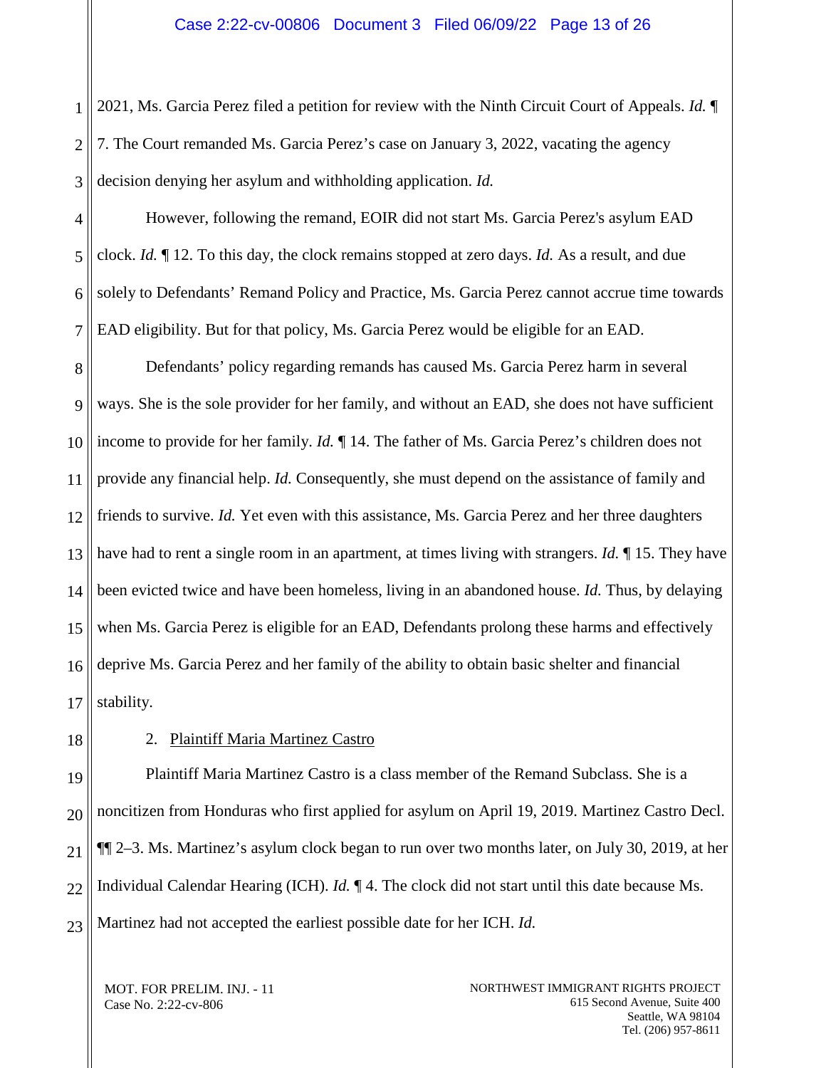2021, Ms. Garcia Perez filed a petition for review with the Ninth Circuit Court of Appeals. *Id.* ¶ 7. The Court remanded Ms. Garcia Perez's case on January 3, 2022, vacating the agency decision denying her asylum and withholding application. *Id.*

However, following the remand, EOIR did not start Ms. Garcia Perez's asylum EAD clock. *Id.* ¶ 12. To this day, the clock remains stopped at zero days. *Id.* As a result, and due solely to Defendants' Remand Policy and Practice, Ms. Garcia Perez cannot accrue time towards EAD eligibility. But for that policy, Ms. Garcia Perez would be eligible for an EAD.

Defendants' policy regarding remands has caused Ms. Garcia Perez harm in several ways. She is the sole provider for her family, and without an EAD, she does not have sufficient income to provide for her family. *Id.* ¶ 14. The father of Ms. Garcia Perez's children does not provide any financial help. *Id.* Consequently, she must depend on the assistance of family and friends to survive. *Id.* Yet even with this assistance, Ms. Garcia Perez and her three daughters have had to rent a single room in an apartment, at times living with strangers. *Id.* ¶ 15. They have been evicted twice and have been homeless, living in an abandoned house. *Id.* Thus, by delaying when Ms. Garcia Perez is eligible for an EAD, Defendants prolong these harms and effectively deprive Ms. Garcia Perez and her family of the ability to obtain basic shelter and financial stability.

2. Plaintiff Maria Martinez Castro

Plaintiff Maria Martinez Castro is a class member of the Remand Subclass. She is a noncitizen from Honduras who first applied for asylum on April 19, 2019. Martinez Castro Decl. ¶¶ 2–3. Ms. Martinez's asylum clock began to run over two months later, on July 30, 2019, at her Individual Calendar Hearing (ICH). *Id.* ¶ 4. The clock did not start until this date because Ms. Martinez had not accepted the earliest possible date for her ICH. *Id.*

MOT. FOR PRELIM. INJ. - 11
Case No. 2:22-cv-806

NORTHWEST IMMIGRANT RIGHTS PROJECT
615 Second Avenue, Suite 400
Seattle, WA 98104
Tel. (206) 957-8611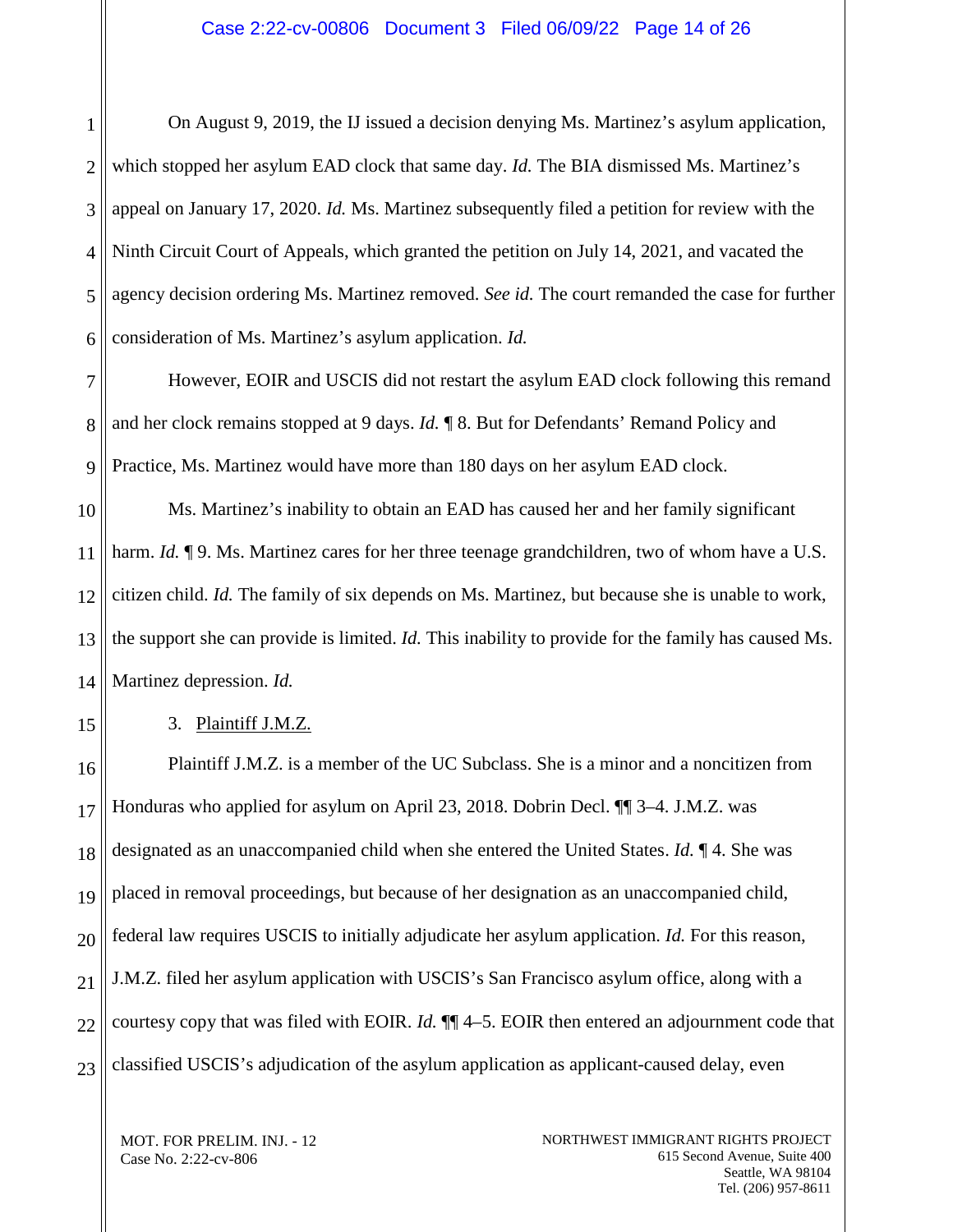On August 9, 2019, the IJ issued a decision denying Ms. Martinez's asylum application, which stopped her asylum EAD clock that same day. *Id.* The BIA dismissed Ms. Martinez's appeal on January 17, 2020. *Id.* Ms. Martinez subsequently filed a petition for review with the Ninth Circuit Court of Appeals, which granted the petition on July 14, 2021, and vacated the agency decision ordering Ms. Martinez removed. *See id.* The court remanded the case for further consideration of Ms. Martinez's asylum application. *Id.*

However, EOIR and USCIS did not restart the asylum EAD clock following this remand and her clock remains stopped at 9 days. *Id.* ¶ 8. But for Defendants' Remand Policy and Practice, Ms. Martinez would have more than 180 days on her asylum EAD clock.

Ms. Martinez's inability to obtain an EAD has caused her and her family significant harm. *Id.* ¶ 9. Ms. Martinez cares for her three teenage grandchildren, two of whom have a U.S. citizen child. *Id.* The family of six depends on Ms. Martinez, but because she is unable to work, the support she can provide is limited. *Id.* This inability to provide for the family has caused Ms. Martinez depression. *Id.*

3. Plaintiff J.M.Z.

Plaintiff J.M.Z. is a member of the UC Subclass. She is a minor and a noncitizen from Honduras who applied for asylum on April 23, 2018. Dobrin Decl. ¶¶ 3–4. J.M.Z. was designated as an unaccompanied child when she entered the United States. *Id.* ¶ 4. She was placed in removal proceedings, but because of her designation as an unaccompanied child, federal law requires USCIS to initially adjudicate her asylum application. *Id.* For this reason, J.M.Z. filed her asylum application with USCIS's San Francisco asylum office, along with a courtesy copy that was filed with EOIR. *Id.* ¶¶ 4–5. EOIR then entered an adjournment code that classified USCIS's adjudication of the asylum application as applicant-caused delay, even

MOT. FOR PRELIM. INJ. - 12
Case No. 2:22-cv-806

NORTHWEST IMMIGRANT RIGHTS PROJECT
615 Second Avenue, Suite 400
Seattle, WA 98104
Tel. (206) 957-8611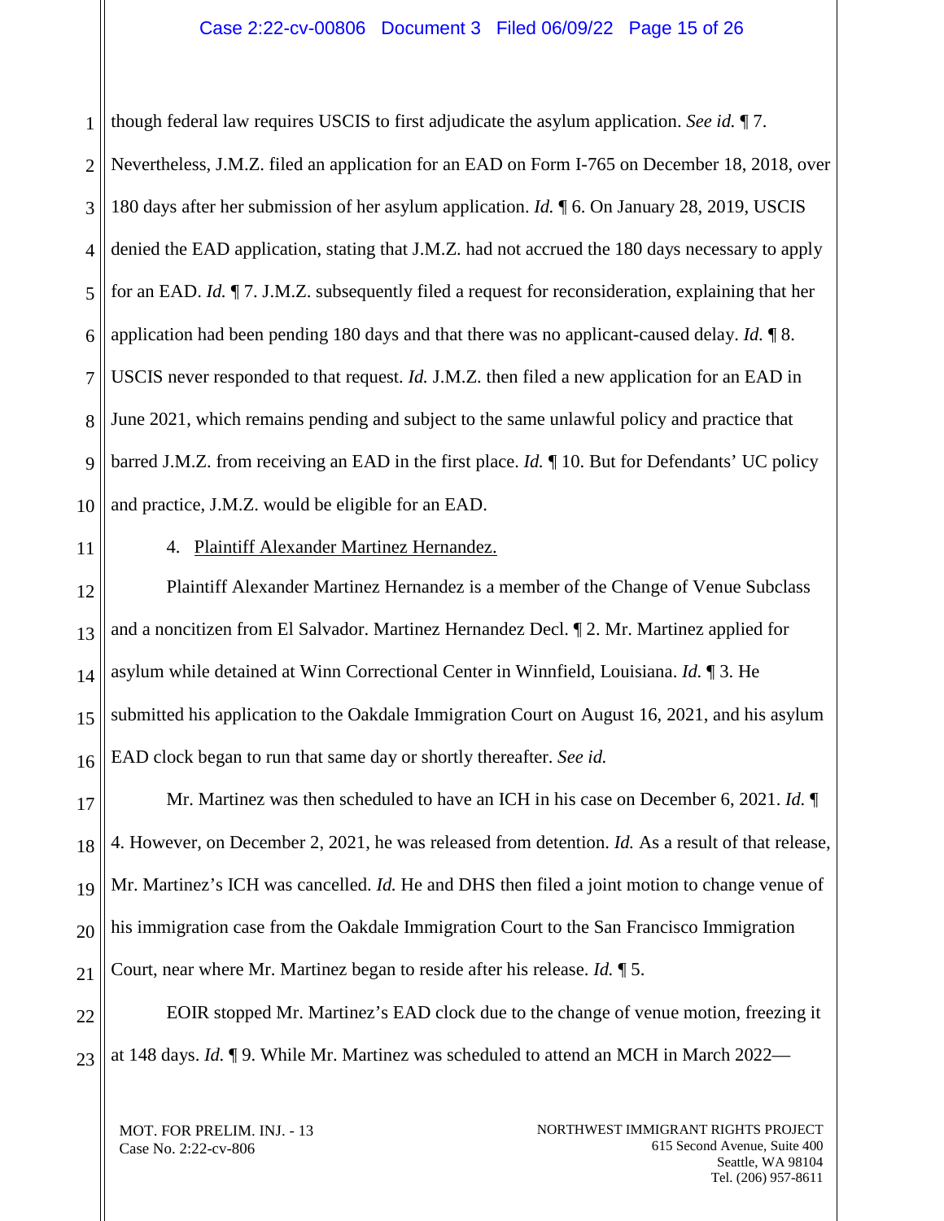though federal law requires USCIS to first adjudicate the asylum application. *See id.* ¶ 7. Nevertheless, J.M.Z. filed an application for an EAD on Form I-765 on December 18, 2018, over 180 days after her submission of her asylum application. *Id.* ¶ 6. On January 28, 2019, USCIS denied the EAD application, stating that J.M.Z. had not accrued the 180 days necessary to apply for an EAD. *Id.* ¶ 7. J.M.Z. subsequently filed a request for reconsideration, explaining that her application had been pending 180 days and that there was no applicant-caused delay. *Id.* ¶ 8. USCIS never responded to that request. *Id.* J.M.Z. then filed a new application for an EAD in June 2021, which remains pending and subject to the same unlawful policy and practice that barred J.M.Z. from receiving an EAD in the first place. *Id.* ¶ 10. But for Defendants' UC policy and practice, J.M.Z. would be eligible for an EAD.

4. Plaintiff Alexander Martinez Hernandez.

Plaintiff Alexander Martinez Hernandez is a member of the Change of Venue Subclass and a noncitizen from El Salvador. Martinez Hernandez Decl. ¶ 2. Mr. Martinez applied for asylum while detained at Winn Correctional Center in Winnfield, Louisiana. *Id.* ¶ 3. He submitted his application to the Oakdale Immigration Court on August 16, 2021, and his asylum EAD clock began to run that same day or shortly thereafter. *See id.*

Mr. Martinez was then scheduled to have an ICH in his case on December 6, 2021. *Id.* ¶ 4. However, on December 2, 2021, he was released from detention. *Id.* As a result of that release, Mr. Martinez's ICH was cancelled. *Id.* He and DHS then filed a joint motion to change venue of his immigration case from the Oakdale Immigration Court to the San Francisco Immigration Court, near where Mr. Martinez began to reside after his release. *Id.* ¶ 5.

EOIR stopped Mr. Martinez's EAD clock due to the change of venue motion, freezing it at 148 days. *Id.* ¶ 9. While Mr. Martinez was scheduled to attend an MCH in March 2022—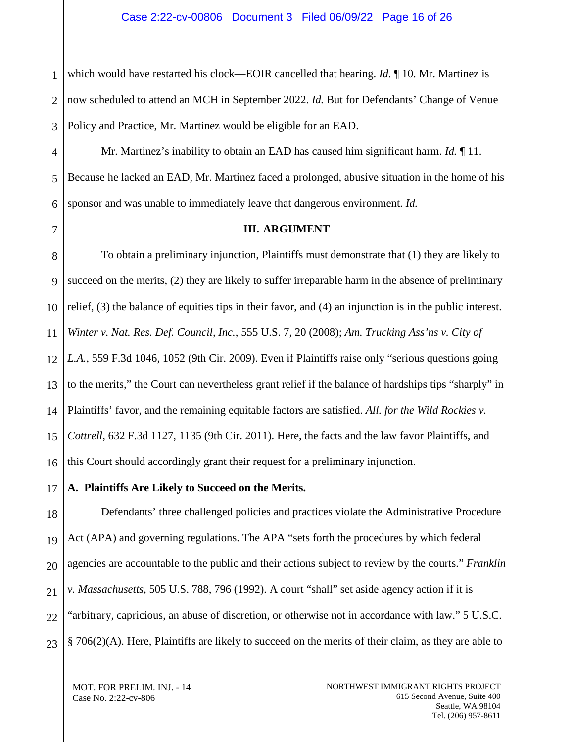which would have restarted his clock—EOIR cancelled that hearing. *Id.* ¶ 10. Mr. Martinez is now scheduled to attend an MCH in September 2022. *Id.* But for Defendants' Change of Venue Policy and Practice, Mr. Martinez would be eligible for an EAD.

Mr. Martinez's inability to obtain an EAD has caused him significant harm. *Id.* ¶ 11. Because he lacked an EAD, Mr. Martinez faced a prolonged, abusive situation in the home of his sponsor and was unable to immediately leave that dangerous environment. *Id.*

## III. ARGUMENT

To obtain a preliminary injunction, Plaintiffs must demonstrate that (1) they are likely to succeed on the merits, (2) they are likely to suffer irreparable harm in the absence of preliminary relief, (3) the balance of equities tips in their favor, and (4) an injunction is in the public interest. *Winter v. Nat. Res. Def. Council, Inc.*, 555 U.S. 7, 20 (2008); *Am. Trucking Ass'ns v. City of L.A.*, 559 F.3d 1046, 1052 (9th Cir. 2009). Even if Plaintiffs raise only "serious questions going to the merits," the Court can nevertheless grant relief if the balance of hardships tips "sharply" in Plaintiffs' favor, and the remaining equitable factors are satisfied. *All. for the Wild Rockies v. Cottrell*, 632 F.3d 1127, 1135 (9th Cir. 2011). Here, the facts and the law favor Plaintiffs, and this Court should accordingly grant their request for a preliminary injunction.

### A. Plaintiffs Are Likely to Succeed on the Merits.

Defendants' three challenged policies and practices violate the Administrative Procedure Act (APA) and governing regulations. The APA "sets forth the procedures by which federal agencies are accountable to the public and their actions subject to review by the courts." *Franklin v. Massachusetts*, 505 U.S. 788, 796 (1992). A court "shall" set aside agency action if it is "arbitrary, capricious, an abuse of discretion, or otherwise not in accordance with law." 5 U.S.C. § 706(2)(A). Here, Plaintiffs are likely to succeed on the merits of their claim, as they are able to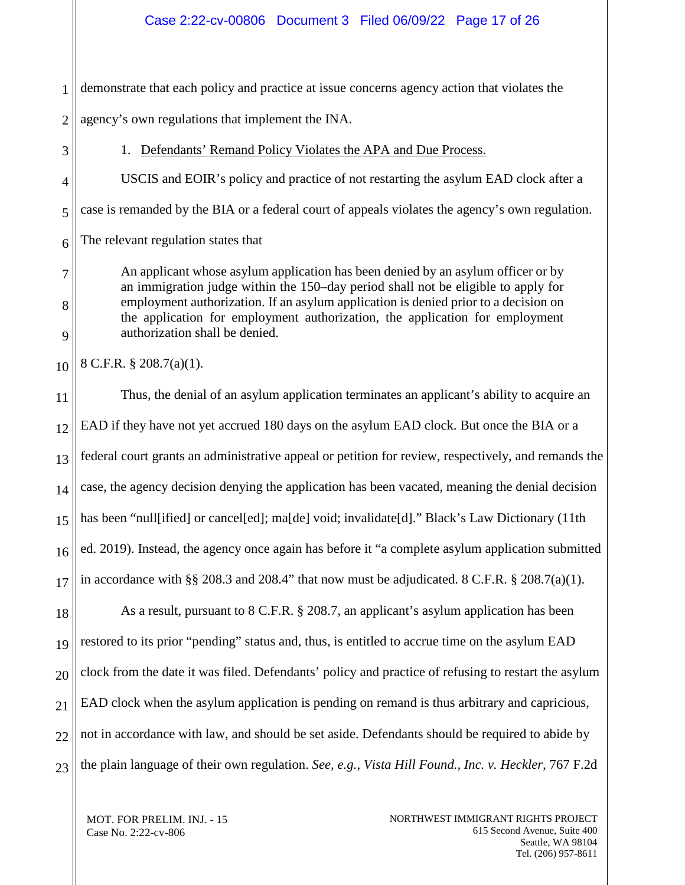demonstrate that each policy and practice at issue concerns agency action that violates the agency's own regulations that implement the INA.

1. Defendants' Remand Policy Violates the APA and Due Process.

USCIS and EOIR's policy and practice of not restarting the asylum EAD clock after a case is remanded by the BIA or a federal court of appeals violates the agency's own regulation. The relevant regulation states that

> An applicant whose asylum application has been denied by an asylum officer or by an immigration judge within the 150–day period shall not be eligible to apply for employment authorization. If an asylum application is denied prior to a decision on the application for employment authorization, the application for employment authorization shall be denied.

8 C.F.R. § 208.7(a)(1).

Thus, the denial of an asylum application terminates an applicant's ability to acquire an EAD if they have not yet accrued 180 days on the asylum EAD clock. But once the BIA or a federal court grants an administrative appeal or petition for review, respectively, and remands the case, the agency decision denying the application has been vacated, meaning the denial decision has been "null[ified] or cancel[ed]; ma[de] void; invalidate[d]." Black's Law Dictionary (11th ed. 2019). Instead, the agency once again has before it "a complete asylum application submitted in accordance with §§ 208.3 and 208.4" that now must be adjudicated. 8 C.F.R. § 208.7(a)(1).

As a result, pursuant to 8 C.F.R. § 208.7, an applicant's asylum application has been restored to its prior "pending" status and, thus, is entitled to accrue time on the asylum EAD clock from the date it was filed. Defendants' policy and practice of refusing to restart the asylum EAD clock when the asylum application is pending on remand is thus arbitrary and capricious, not in accordance with law, and should be set aside. Defendants should be required to abide by the plain language of their own regulation. *See, e.g.*, *Vista Hill Found., Inc. v. Heckler*, 767 F.2d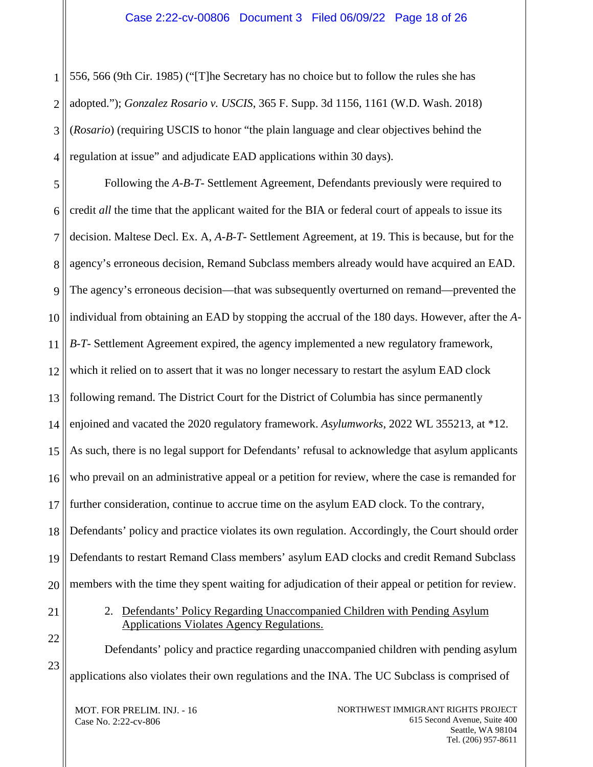556, 566 (9th Cir. 1985) ("[T]he Secretary has no choice but to follow the rules she has adopted."); *Gonzalez Rosario v. USCIS*, 365 F. Supp. 3d 1156, 1161 (W.D. Wash. 2018) (*Rosario*) (requiring USCIS to honor "the plain language and clear objectives behind the regulation at issue" and adjudicate EAD applications within 30 days).

Following the *A-B-T-* Settlement Agreement, Defendants previously were required to credit *all* the time that the applicant waited for the BIA or federal court of appeals to issue its decision. Maltese Decl. Ex. A, *A-B-T-* Settlement Agreement, at 19. This is because, but for the agency's erroneous decision, Remand Subclass members already would have acquired an EAD. The agency's erroneous decision—that was subsequently overturned on remand—prevented the individual from obtaining an EAD by stopping the accrual of the 180 days. However, after the *A-B-T-* Settlement Agreement expired, the agency implemented a new regulatory framework, which it relied on to assert that it was no longer necessary to restart the asylum EAD clock following remand. The District Court for the District of Columbia has since permanently enjoined and vacated the 2020 regulatory framework. *Asylumworks*, 2022 WL 355213, at \*12. As such, there is no legal support for Defendants' refusal to acknowledge that asylum applicants who prevail on an administrative appeal or a petition for review, where the case is remanded for further consideration, continue to accrue time on the asylum EAD clock. To the contrary, Defendants' policy and practice violates its own regulation. Accordingly, the Court should order Defendants to restart Remand Class members' asylum EAD clocks and credit Remand Subclass members with the time they spent waiting for adjudication of their appeal or petition for review.

2. <u>Defendants' Policy Regarding Unaccompanied Children with Pending Asylum Applications Violates Agency Regulations.</u>

Defendants' policy and practice regarding unaccompanied children with pending asylum applications also violates their own regulations and the INA. The UC Subclass is comprised of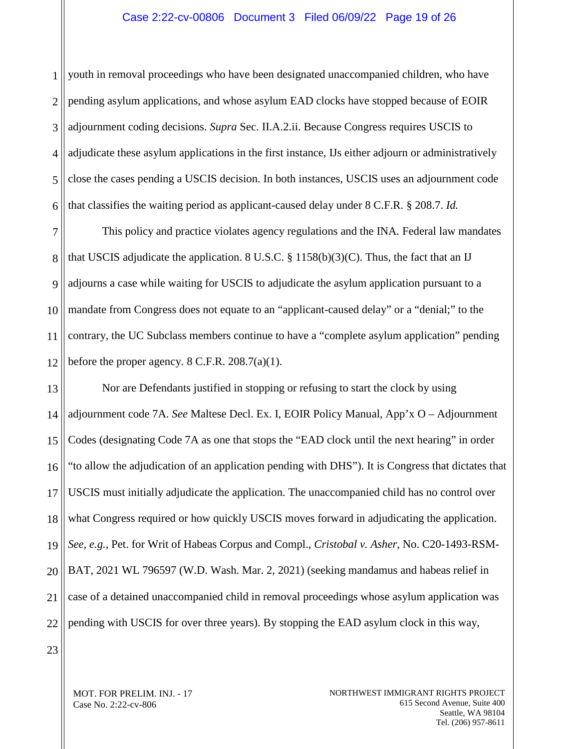youth in removal proceedings who have been designated unaccompanied children, who have pending asylum applications, and whose asylum EAD clocks have stopped because of EOIR adjournment coding decisions. *Supra* Sec. II.A.2.ii. Because Congress requires USCIS to adjudicate these asylum applications in the first instance, IJs either adjourn or administratively close the cases pending a USCIS decision. In both instances, USCIS uses an adjournment code that classifies the waiting period as applicant-caused delay under 8 C.F.R. § 208.7. *Id.*

This policy and practice violates agency regulations and the INA. Federal law mandates that USCIS adjudicate the application. 8 U.S.C. § 1158(b)(3)(C). Thus, the fact that an IJ adjourns a case while waiting for USCIS to adjudicate the asylum application pursuant to a mandate from Congress does not equate to an "applicant-caused delay" or a "denial;" to the contrary, the UC Subclass members continue to have a "complete asylum application" pending before the proper agency. 8 C.F.R. 208.7(a)(1).

Nor are Defendants justified in stopping or refusing to start the clock by using adjournment code 7A. *See* Maltese Decl. Ex. I, EOIR Policy Manual, App'x O – Adjournment Codes (designating Code 7A as one that stops the "EAD clock until the next hearing" in order "to allow the adjudication of an application pending with DHS"). It is Congress that dictates that USCIS must initially adjudicate the application. The unaccompanied child has no control over what Congress required or how quickly USCIS moves forward in adjudicating the application. *See, e.g.*, Pet. for Writ of Habeas Corpus and Compl., *Cristobal v. Asher*, No. C20-1493-RSM-BAT, 2021 WL 796597 (W.D. Wash. Mar. 2, 2021) (seeking mandamus and habeas relief in case of a detained unaccompanied child in removal proceedings whose asylum application was pending with USCIS for over three years). By stopping the EAD asylum clock in this way,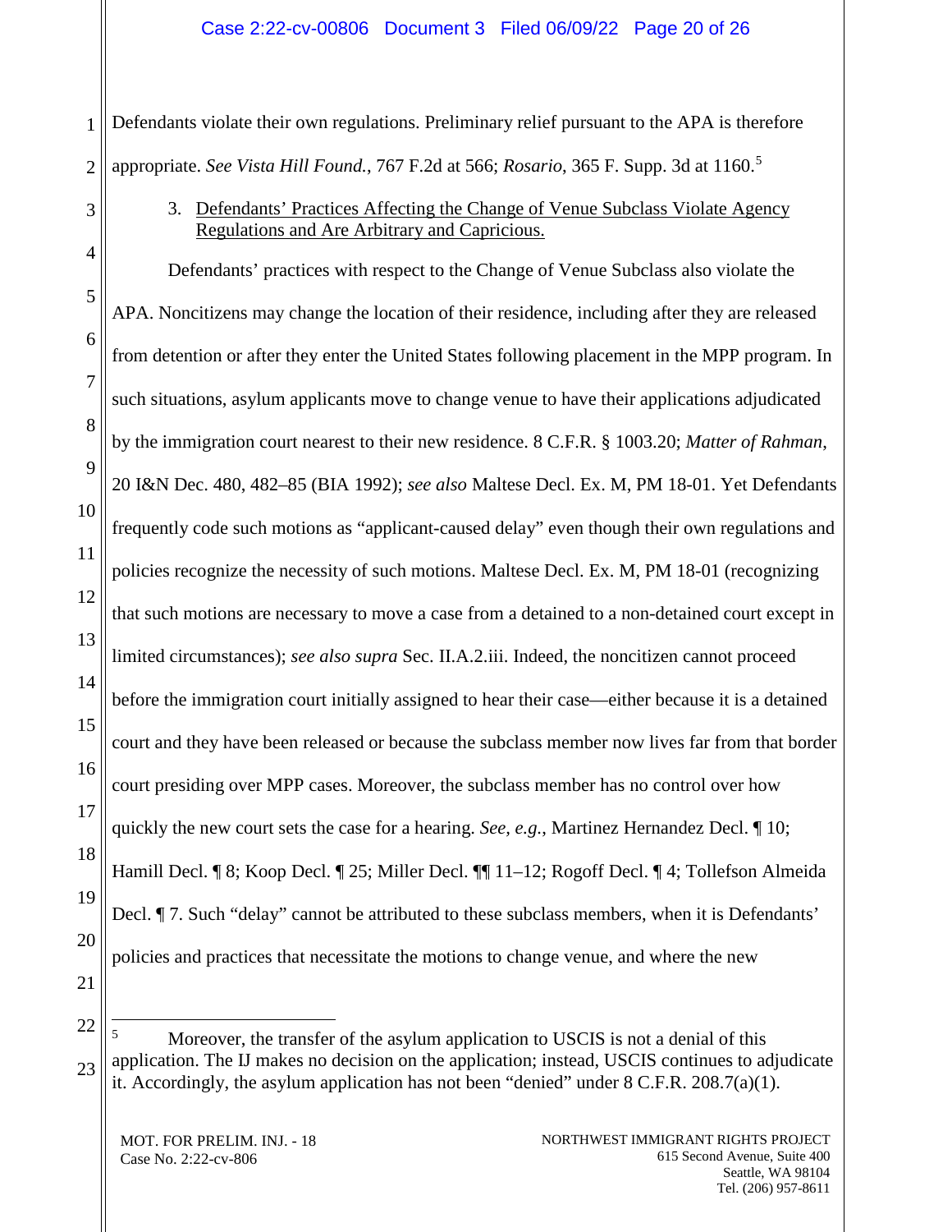Defendants violate their own regulations. Preliminary relief pursuant to the APA is therefore appropriate. *See Vista Hill Found.*, 767 F.2d at 566; *Rosario*, 365 F. Supp. 3d at 1160.[5]

3. <u>Defendants' Practices Affecting the Change of Venue Subclass Violate Agency Regulations and Are Arbitrary and Capricious.</u>

Defendants' practices with respect to the Change of Venue Subclass also violate the APA. Noncitizens may change the location of their residence, including after they are released from detention or after they enter the United States following placement in the MPP program. In such situations, asylum applicants move to change venue to have their applications adjudicated by the immigration court nearest to their new residence. 8 C.F.R. § 1003.20; *Matter of Rahman*, 20 I&N Dec. 480, 482–85 (BIA 1992); *see also* Maltese Decl. Ex. M, PM 18-01. Yet Defendants frequently code such motions as "applicant-caused delay" even though their own regulations and policies recognize the necessity of such motions. Maltese Decl. Ex. M, PM 18-01 (recognizing that such motions are necessary to move a case from a detained to a non-detained court except in limited circumstances); *see also supra* Sec. II.A.2.iii. Indeed, the noncitizen cannot proceed before the immigration court initially assigned to hear their case—either because it is a detained court and they have been released or because the subclass member now lives far from that border court presiding over MPP cases. Moreover, the subclass member has no control over how quickly the new court sets the case for a hearing. *See, e.g.*, Martinez Hernandez Decl. ¶ 10; Hamill Decl. ¶ 8; Koop Decl. ¶ 25; Miller Decl. ¶¶ 11–12; Rogoff Decl. ¶ 4; Tollefson Almeida Decl. ¶ 7. Such "delay" cannot be attributed to these subclass members, when it is Defendants' policies and practices that necessitate the motions to change venue, and where the new

---

[5] Moreover, the transfer of the asylum application to USCIS is not a denial of this application. The IJ makes no decision on the application; instead, USCIS continues to adjudicate it. Accordingly, the asylum application has not been "denied" under 8 C.F.R. 208.7(a)(1).

MOT. FOR PRELIM. INJ. - 18
Case No. 2:22-cv-806

NORTHWEST IMMIGRANT RIGHTS PROJECT
615 Second Avenue, Suite 400
Seattle, WA 98104
Tel. (206) 957-8611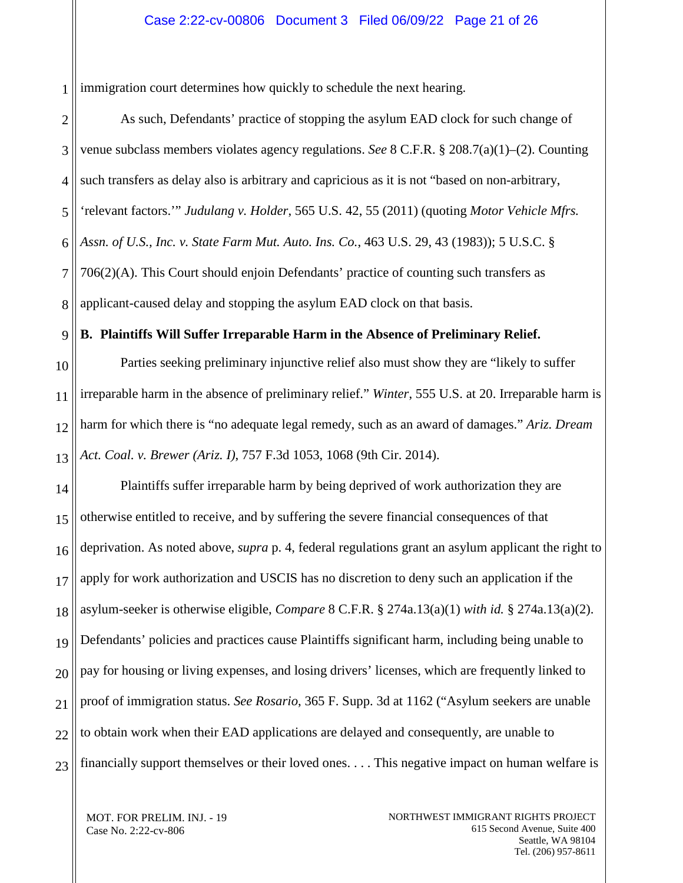immigration court determines how quickly to schedule the next hearing.

As such, Defendants' practice of stopping the asylum EAD clock for such change of venue subclass members violates agency regulations. *See* 8 C.F.R. § 208.7(a)(1)–(2). Counting such transfers as delay also is arbitrary and capricious as it is not "based on non-arbitrary, 'relevant factors.'" *Judulang v. Holder*, 565 U.S. 42, 55 (2011) (quoting *Motor Vehicle Mfrs. Assn. of U.S., Inc. v. State Farm Mut. Auto. Ins. Co.*, 463 U.S. 29, 43 (1983)); 5 U.S.C. § 706(2)(A). This Court should enjoin Defendants' practice of counting such transfers as applicant-caused delay and stopping the asylum EAD clock on that basis.

**B. Plaintiffs Will Suffer Irreparable Harm in the Absence of Preliminary Relief.**

Parties seeking preliminary injunctive relief also must show they are "likely to suffer irreparable harm in the absence of preliminary relief." *Winter*, 555 U.S. at 20. Irreparable harm is harm for which there is "no adequate legal remedy, such as an award of damages." *Ariz. Dream Act. Coal. v. Brewer (Ariz. I)*, 757 F.3d 1053, 1068 (9th Cir. 2014).

Plaintiffs suffer irreparable harm by being deprived of work authorization they are otherwise entitled to receive, and by suffering the severe financial consequences of that deprivation. As noted above, *supra* p. 4, federal regulations grant an asylum applicant the right to apply for work authorization and USCIS has no discretion to deny such an application if the asylum-seeker is otherwise eligible, *Compare* 8 C.F.R. § 274a.13(a)(1) *with id.* § 274a.13(a)(2). Defendants' policies and practices cause Plaintiffs significant harm, including being unable to pay for housing or living expenses, and losing drivers' licenses, which are frequently linked to proof of immigration status. *See Rosario*, 365 F. Supp. 3d at 1162 ("Asylum seekers are unable to obtain work when their EAD applications are delayed and consequently, are unable to financially support themselves or their loved ones. . . . This negative impact on human welfare is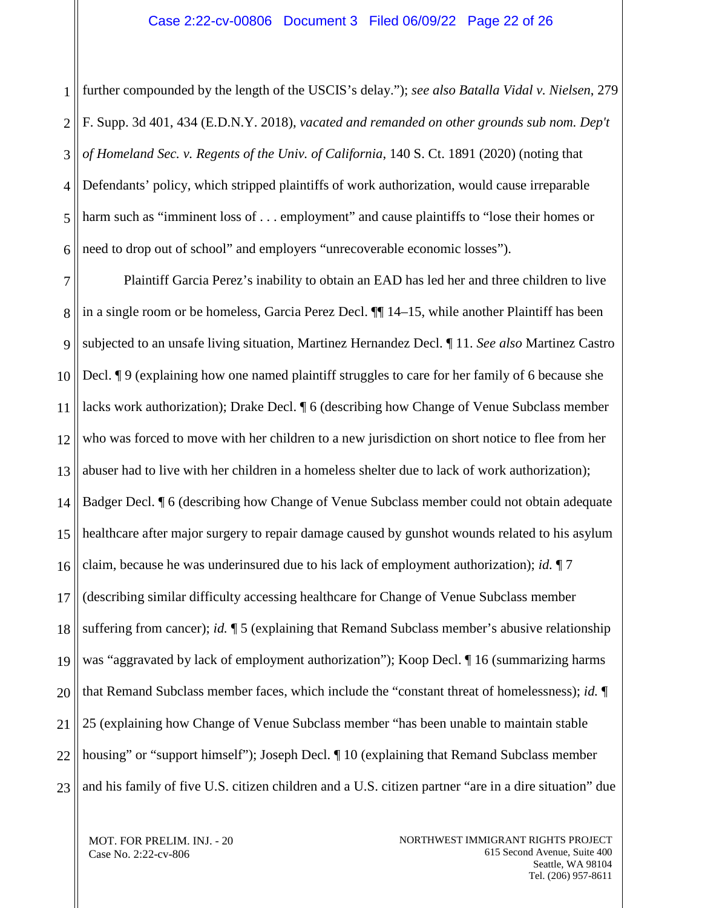further compounded by the length of the USCIS's delay."); *see also Batalla Vidal v. Nielsen*, 279 F. Supp. 3d 401, 434 (E.D.N.Y. 2018), *vacated and remanded on other grounds sub nom. Dep't of Homeland Sec. v. Regents of the Univ. of California*, 140 S. Ct. 1891 (2020) (noting that Defendants' policy, which stripped plaintiffs of work authorization, would cause irreparable harm such as "imminent loss of . . . employment" and cause plaintiffs to "lose their homes or need to drop out of school" and employers "unrecoverable economic losses").

Plaintiff Garcia Perez's inability to obtain an EAD has led her and three children to live in a single room or be homeless, Garcia Perez Decl. ¶¶ 14–15, while another Plaintiff has been subjected to an unsafe living situation, Martinez Hernandez Decl. ¶ 11. *See also* Martinez Castro Decl. ¶ 9 (explaining how one named plaintiff struggles to care for her family of 6 because she lacks work authorization); Drake Decl. ¶ 6 (describing how Change of Venue Subclass member who was forced to move with her children to a new jurisdiction on short notice to flee from her abuser had to live with her children in a homeless shelter due to lack of work authorization); Badger Decl. ¶ 6 (describing how Change of Venue Subclass member could not obtain adequate healthcare after major surgery to repair damage caused by gunshot wounds related to his asylum claim, because he was underinsured due to his lack of employment authorization); *id.* ¶ 7 (describing similar difficulty accessing healthcare for Change of Venue Subclass member suffering from cancer); *id.* ¶ 5 (explaining that Remand Subclass member's abusive relationship was "aggravated by lack of employment authorization"); Koop Decl. ¶ 16 (summarizing harms that Remand Subclass member faces, which include the "constant threat of homelessness); *id.* ¶ 25 (explaining how Change of Venue Subclass member "has been unable to maintain stable housing" or "support himself"); Joseph Decl. ¶ 10 (explaining that Remand Subclass member and his family of five U.S. citizen children and a U.S. citizen partner "are in a dire situation" due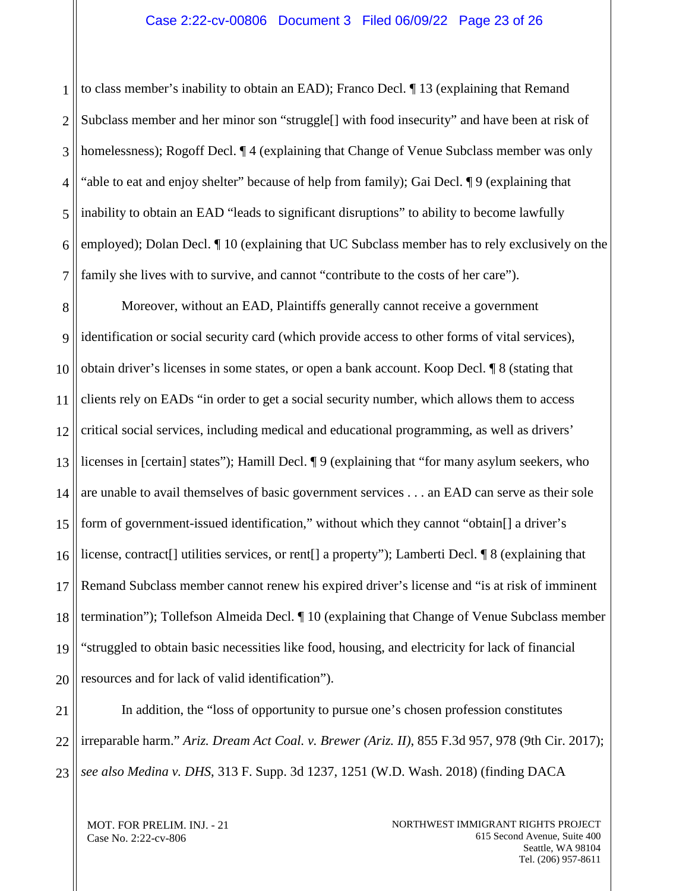to class member's inability to obtain an EAD); Franco Decl. ¶ 13 (explaining that Remand Subclass member and her minor son "struggle[] with food insecurity" and have been at risk of homelessness); Rogoff Decl. ¶ 4 (explaining that Change of Venue Subclass member was only "able to eat and enjoy shelter" because of help from family); Gai Decl. ¶ 9 (explaining that inability to obtain an EAD "leads to significant disruptions" to ability to become lawfully employed); Dolan Decl. ¶ 10 (explaining that UC Subclass member has to rely exclusively on the family she lives with to survive, and cannot "contribute to the costs of her care").

Moreover, without an EAD, Plaintiffs generally cannot receive a government identification or social security card (which provide access to other forms of vital services), obtain driver's licenses in some states, or open a bank account. Koop Decl. ¶ 8 (stating that clients rely on EADs "in order to get a social security number, which allows them to access critical social services, including medical and educational programming, as well as drivers' licenses in [certain] states"); Hamill Decl. ¶ 9 (explaining that "for many asylum seekers, who are unable to avail themselves of basic government services . . . an EAD can serve as their sole form of government-issued identification," without which they cannot "obtain[] a driver's license, contract[] utilities services, or rent[] a property"); Lamberti Decl. ¶ 8 (explaining that Remand Subclass member cannot renew his expired driver's license and "is at risk of imminent termination"); Tollefson Almeida Decl. ¶ 10 (explaining that Change of Venue Subclass member "struggled to obtain basic necessities like food, housing, and electricity for lack of financial resources and for lack of valid identification").

In addition, the "loss of opportunity to pursue one's chosen profession constitutes irreparable harm." *Ariz. Dream Act Coal. v. Brewer (Ariz. II)*, 855 F.3d 957, 978 (9th Cir. 2017); *see also Medina v. DHS*, 313 F. Supp. 3d 1237, 1251 (W.D. Wash. 2018) (finding DACA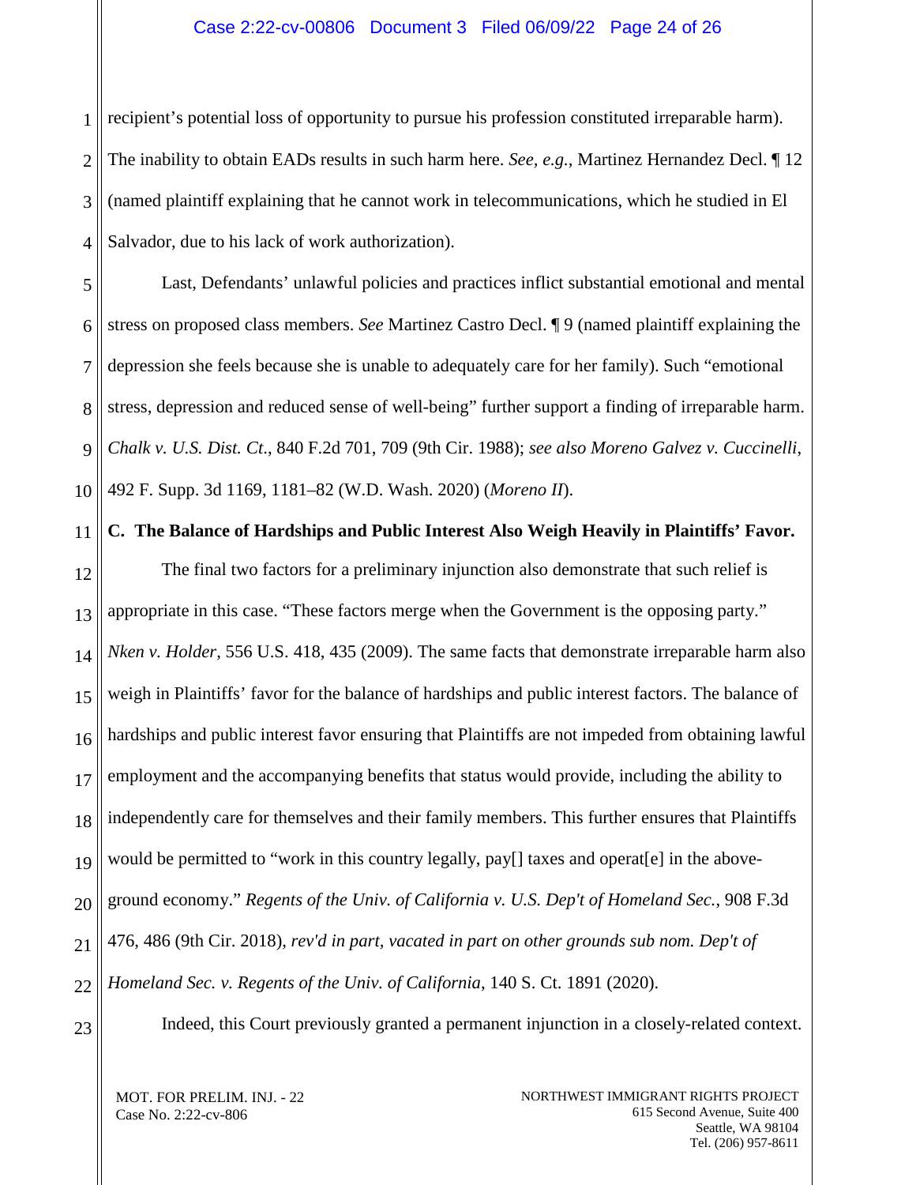recipient's potential loss of opportunity to pursue his profession constituted irreparable harm). The inability to obtain EADs results in such harm here. *See, e.g.*, Martinez Hernandez Decl. ¶ 12 (named plaintiff explaining that he cannot work in telecommunications, which he studied in El Salvador, due to his lack of work authorization).

Last, Defendants' unlawful policies and practices inflict substantial emotional and mental stress on proposed class members. *See* Martinez Castro Decl. ¶ 9 (named plaintiff explaining the depression she feels because she is unable to adequately care for her family). Such "emotional stress, depression and reduced sense of well-being" further support a finding of irreparable harm. *Chalk v. U.S. Dist. Ct.*, 840 F.2d 701, 709 (9th Cir. 1988); *see also Moreno Galvez v. Cuccinelli*, 492 F. Supp. 3d 1169, 1181–82 (W.D. Wash. 2020) (*Moreno II*).

**C. The Balance of Hardships and Public Interest Also Weigh Heavily in Plaintiffs' Favor.**

The final two factors for a preliminary injunction also demonstrate that such relief is appropriate in this case. "These factors merge when the Government is the opposing party." *Nken v. Holder*, 556 U.S. 418, 435 (2009). The same facts that demonstrate irreparable harm also weigh in Plaintiffs' favor for the balance of hardships and public interest factors. The balance of hardships and public interest favor ensuring that Plaintiffs are not impeded from obtaining lawful employment and the accompanying benefits that status would provide, including the ability to independently care for themselves and their family members. This further ensures that Plaintiffs would be permitted to "work in this country legally, pay[] taxes and operat[e] in the above-ground economy." *Regents of the Univ. of California v. U.S. Dep't of Homeland Sec.*, 908 F.3d 476, 486 (9th Cir. 2018), *rev'd in part, vacated in part on other grounds sub nom. Dep't of Homeland Sec. v. Regents of the Univ. of California*, 140 S. Ct. 1891 (2020).

Indeed, this Court previously granted a permanent injunction in a closely-related context.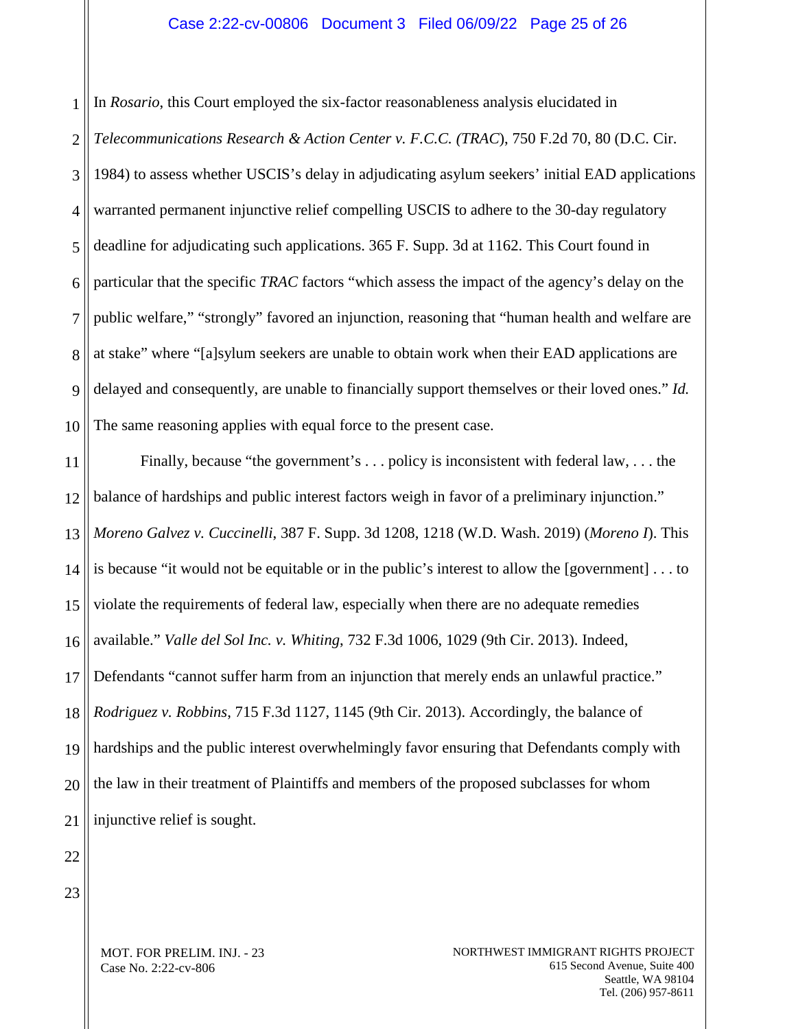In *Rosario*, this Court employed the six-factor reasonableness analysis elucidated in *Telecommunications Research & Action Center v. F.C.C. (TRAC*), 750 F.2d 70, 80 (D.C. Cir. 1984) to assess whether USCIS's delay in adjudicating asylum seekers' initial EAD applications warranted permanent injunctive relief compelling USCIS to adhere to the 30-day regulatory deadline for adjudicating such applications. 365 F. Supp. 3d at 1162. This Court found in particular that the specific *TRAC* factors "which assess the impact of the agency's delay on the public welfare," "strongly" favored an injunction, reasoning that "human health and welfare are at stake" where "[a]sylum seekers are unable to obtain work when their EAD applications are delayed and consequently, are unable to financially support themselves or their loved ones." *Id.* The same reasoning applies with equal force to the present case.

Finally, because "the government's . . . policy is inconsistent with federal law, . . . the balance of hardships and public interest factors weigh in favor of a preliminary injunction." *Moreno Galvez v. Cuccinelli*, 387 F. Supp. 3d 1208, 1218 (W.D. Wash. 2019) (*Moreno I*). This is because "it would not be equitable or in the public's interest to allow the [government] . . . to violate the requirements of federal law, especially when there are no adequate remedies available." *Valle del Sol Inc. v. Whiting*, 732 F.3d 1006, 1029 (9th Cir. 2013). Indeed, Defendants "cannot suffer harm from an injunction that merely ends an unlawful practice." *Rodriguez v. Robbins*, 715 F.3d 1127, 1145 (9th Cir. 2013). Accordingly, the balance of hardships and the public interest overwhelmingly favor ensuring that Defendants comply with the law in their treatment of Plaintiffs and members of the proposed subclasses for whom injunctive relief is sought.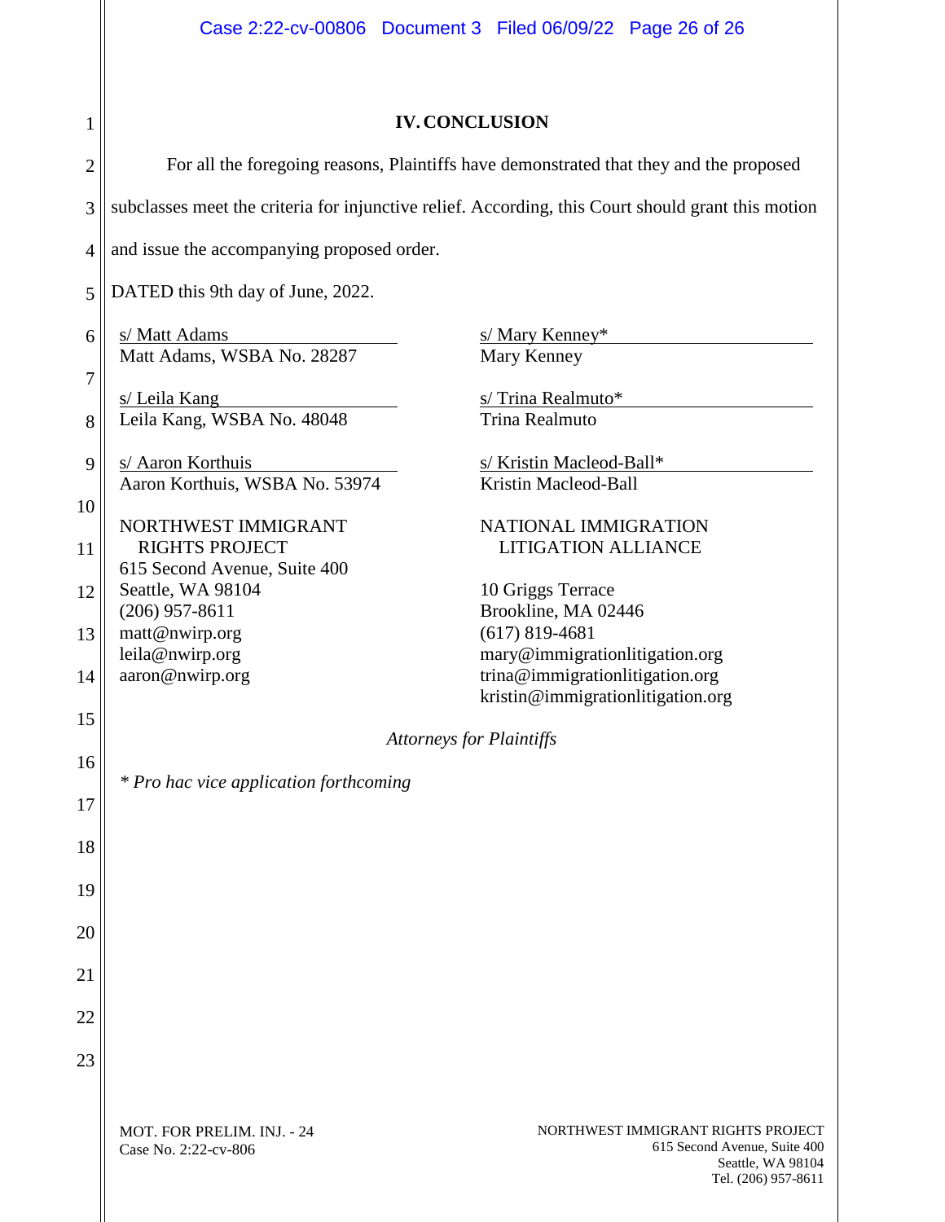## IV. CONCLUSION

For all the foregoing reasons, Plaintiffs have demonstrated that they and the proposed subclasses meet the criteria for injunctive relief. According, this Court should grant this motion and issue the accompanying proposed order.

DATED this 9th day of June, 2022.

s/ Matt Adams
Matt Adams, WSBA No. 28287

s/ Leila Kang
Leila Kang, WSBA No. 48048

s/ Aaron Korthuis
Aaron Korthuis, WSBA No. 53974

NORTHWEST IMMIGRANT RIGHTS PROJECT
615 Second Avenue, Suite 400
Seattle, WA 98104
(206) 957-8611
matt@nwirp.org
leila@nwirp.org
aaron@nwirp.org

s/ Mary Kenney*
Mary Kenney

s/ Trina Realmuto*
Trina Realmuto

s/ Kristin Macleod-Ball*
Kristin Macleod-Ball

NATIONAL IMMIGRATION LITIGATION ALLIANCE

10 Griggs Terrace
Brookline, MA 02446
(617) 819-4681
mary@immigrationlitigation.org
trina@immigrationlitigation.org
kristin@immigrationlitigation.org

*Attorneys for Plaintiffs*

*\* Pro hac vice application forthcoming*